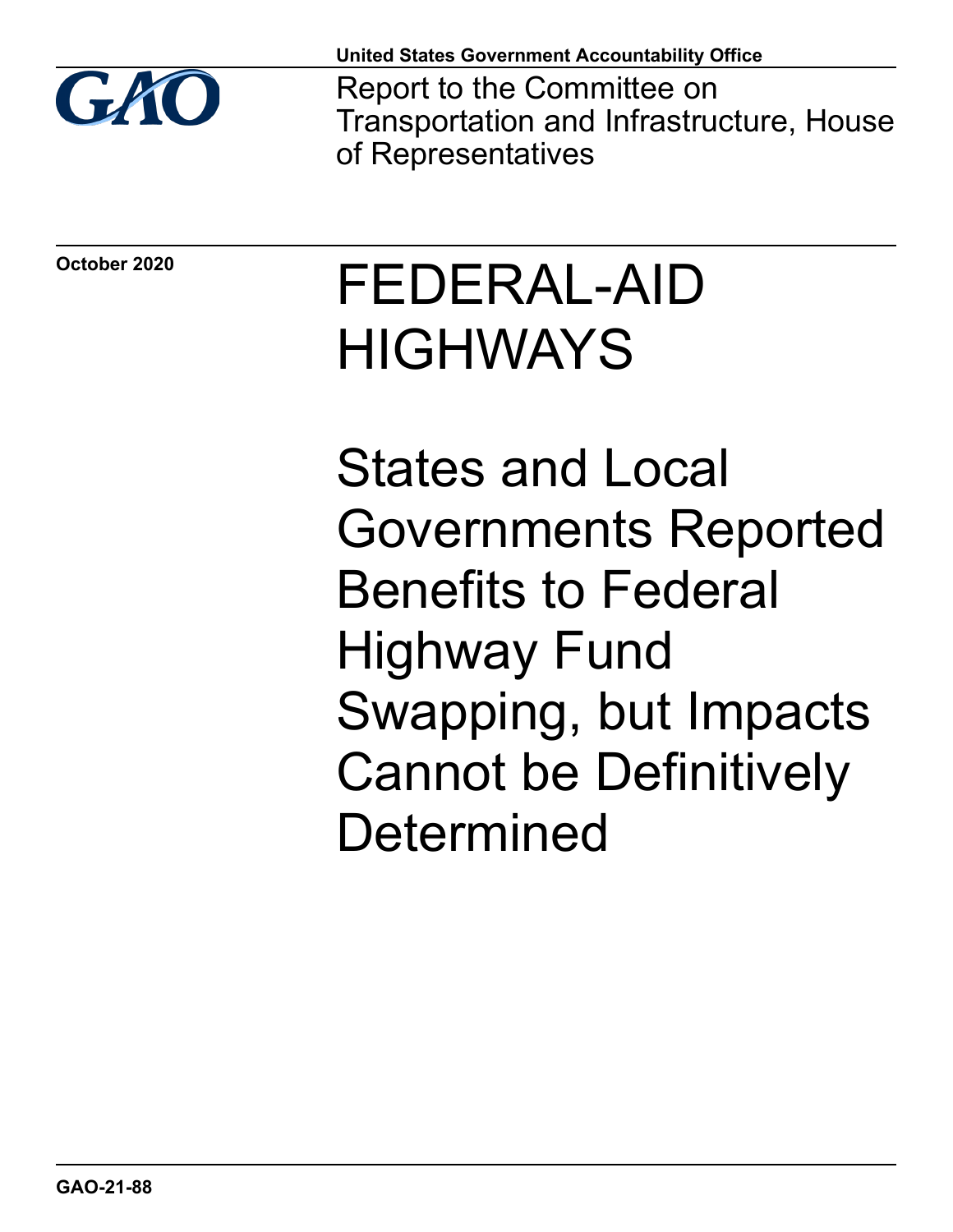United States Government Accountability Office

Report to the Committee on Transportation and Infrastructure, House of Representatives

October 2020

# FEDERAL-AID HIGHWAYS

## States and Local Governments Reported Benefits to Federal Highway Fund Swapping, but Impacts Cannot be Definitively Determined

GAO-21-88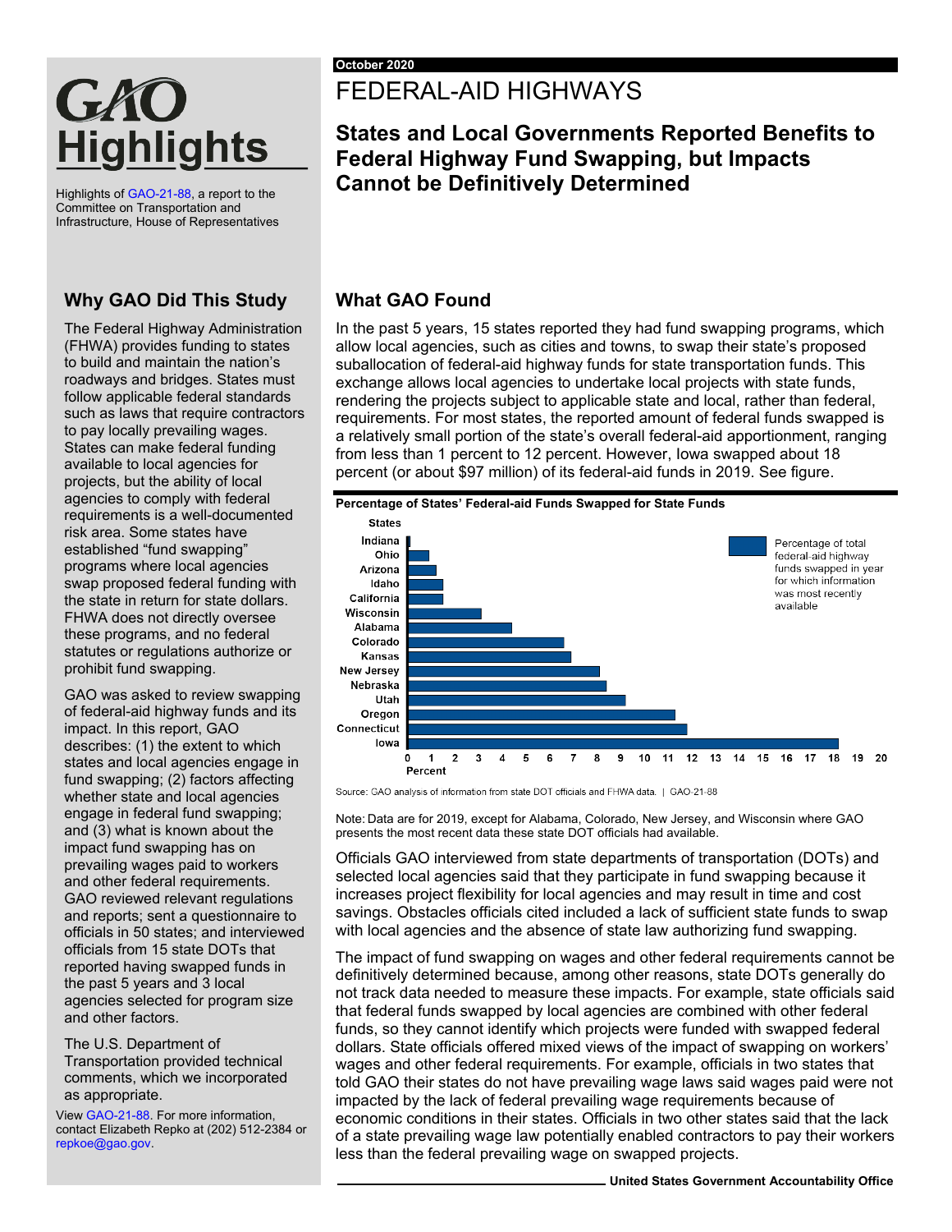# GAO Highlights

Highlights of GAO-21-88, a report to the Committee on Transportation and Infrastructure, House of Representatives

October 2020

# FEDERAL-AID HIGHWAYS

## States and Local Governments Reported Benefits to Federal Highway Fund Swapping, but Impacts Cannot be Definitively Determined

### Why GAO Did This Study

The Federal Highway Administration (FHWA) provides funding to states to build and maintain the nation's roadways and bridges. States must follow applicable federal standards such as laws that require contractors to pay locally prevailing wages. States can make federal funding available to local agencies for projects, but the ability of local agencies to comply with federal requirements is a well-documented risk area. Some states have established "fund swapping" programs where local agencies swap proposed federal funding with the state in return for state dollars. FHWA does not directly oversee these programs, and no federal statutes or regulations authorize or prohibit fund swapping.

GAO was asked to review swapping of federal-aid highway funds and its impact. In this report, GAO describes: (1) the extent to which states and local agencies engage in fund swapping; (2) factors affecting whether state and local agencies engage in federal fund swapping; and (3) what is known about the impact fund swapping has on prevailing wages paid to workers and other federal requirements. GAO reviewed relevant regulations and reports; sent a questionnaire to officials in 50 states; and interviewed officials from 15 state DOTs that reported having swapped funds in the past 5 years and 3 local agencies selected for program size and other factors.

The U.S. Department of Transportation provided technical comments, which we incorporated as appropriate.

View GAO-21-88. For more information, contact Elizabeth Repko at (202) 512-2384 or repkoe@gao.gov.

### What GAO Found

In the past 5 years, 15 states reported they had fund swapping programs, which allow local agencies, such as cities and towns, to swap their state's proposed suballocation of federal-aid highway funds for state transportation funds. This exchange allows local agencies to undertake local projects with state funds, rendering the projects subject to applicable state and local, rather than federal, requirements. For most states, the reported amount of federal funds swapped is a relatively small portion of the state's overall federal-aid apportionment, ranging from less than 1 percent to 12 percent. However, Iowa swapped about 18 percent (or about $97 million) of its federal-aid funds in 2019. See figure.

**Percentage of States' Federal-aid Funds Swapped for State Funds**

Legend: Percentage of total federal-aid highway funds swapped in year for which information was most recently available

| States | Percent (approximate) |
|---|---|
| Indiana | <1 |
| Ohio | 1 |
| Arizona | 1 |
| Idaho | 1.5 |
| California | 1.5 |
| Wisconsin | 3 |
| Alabama | 4 |
| Colorado | 7 |
| Kansas | 7 |
| New Jersey | 8 |
| Nebraska | 8 |
| Utah | 9 |
| Oregon | 11 |
| Connecticut | 12 |
| Iowa | 18 |

Source: GAO analysis of information from state DOT officials and FHWA data. | GAO-21-88

Note: Data are for 2019, except for Alabama, Colorado, New Jersey, and Wisconsin where GAO presents the most recent data these state DOT officials had available.

Officials GAO interviewed from state departments of transportation (DOTs) and selected local agencies said that they participate in fund swapping because it increases project flexibility for local agencies and may result in time and cost savings. Obstacles officials cited included a lack of sufficient state funds to swap with local agencies and the absence of state law authorizing fund swapping.

The impact of fund swapping on wages and other federal requirements cannot be definitively determined because, among other reasons, state DOTs generally do not track data needed to measure these impacts. For example, state officials said that federal funds swapped by local agencies are combined with other federal funds, so they cannot identify which projects were funded with swapped federal dollars. State officials offered mixed views of the impact of swapping on workers' wages and other federal requirements. For example, officials in two states that told GAO their states do not have prevailing wage laws said wages paid were not impacted by the lack of federal prevailing wage requirements because of economic conditions in their states. Officials in two other states said that the lack of a state prevailing wage law potentially enabled contractors to pay their workers less than the federal prevailing wage on swapped projects.

United States Government Accountability Office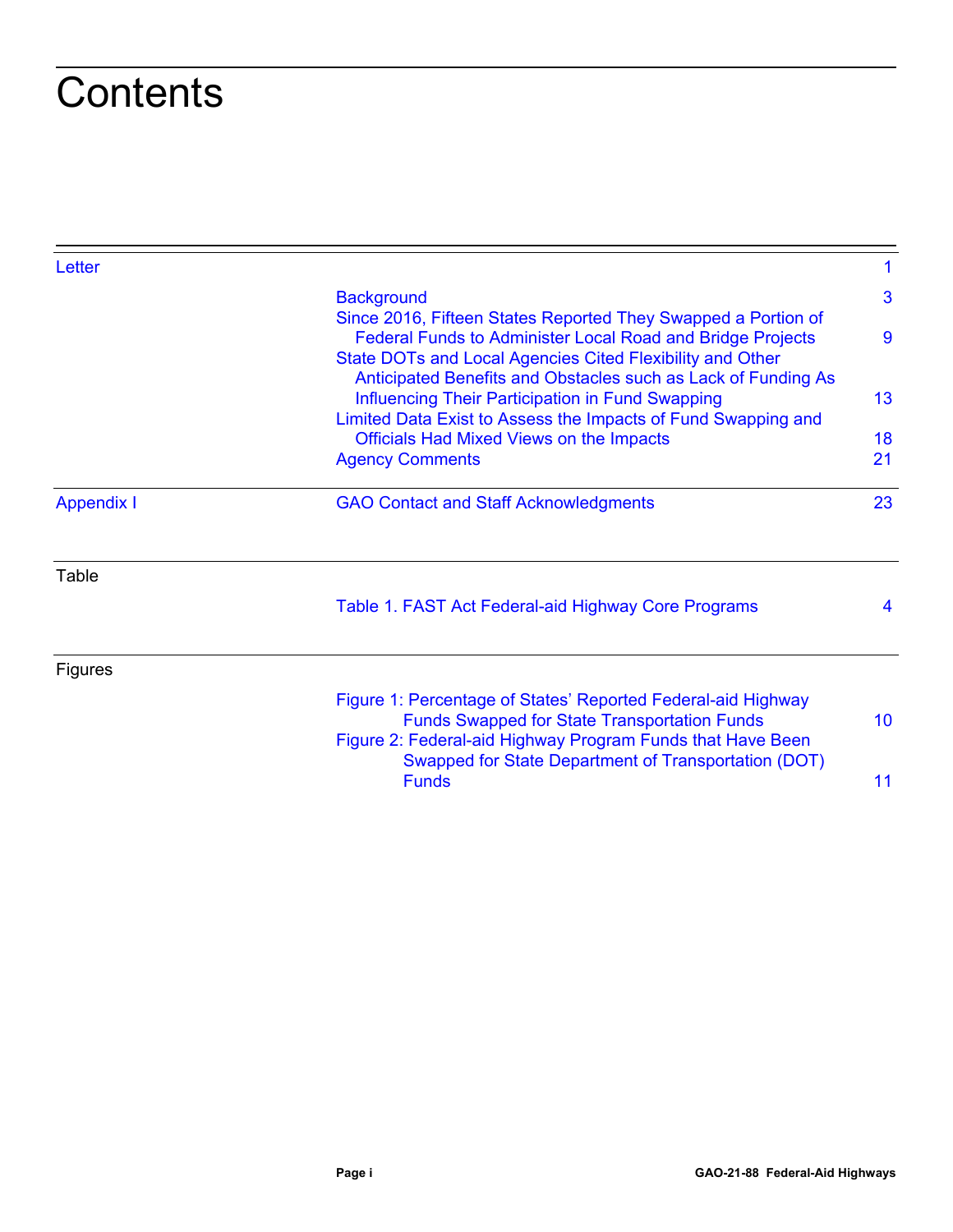# Contents

| | | |
|---|---|---|
| Letter | | 1 |
| | Background | 3 |
| | Since 2016, Fifteen States Reported They Swapped a Portion of Federal Funds to Administer Local Road and Bridge Projects | 9 |
| | State DOTs and Local Agencies Cited Flexibility and Other Anticipated Benefits and Obstacles such as Lack of Funding As Influencing Their Participation in Fund Swapping | 13 |
| | Limited Data Exist to Assess the Impacts of Fund Swapping and Officials Had Mixed Views on the Impacts | 18 |
| | Agency Comments | 21 |
| Appendix I | GAO Contact and Staff Acknowledgments | 23 |

| | | |
|---|---|---|
| Table | | |
| | Table 1. FAST Act Federal-aid Highway Core Programs | 4 |

| | | |
|---|---|---|
| Figures | | |
| | Figure 1: Percentage of States' Reported Federal-aid Highway Funds Swapped for State Transportation Funds | 10 |
| | Figure 2: Federal-aid Highway Program Funds that Have Been Swapped for State Department of Transportation (DOT) Funds | 11 |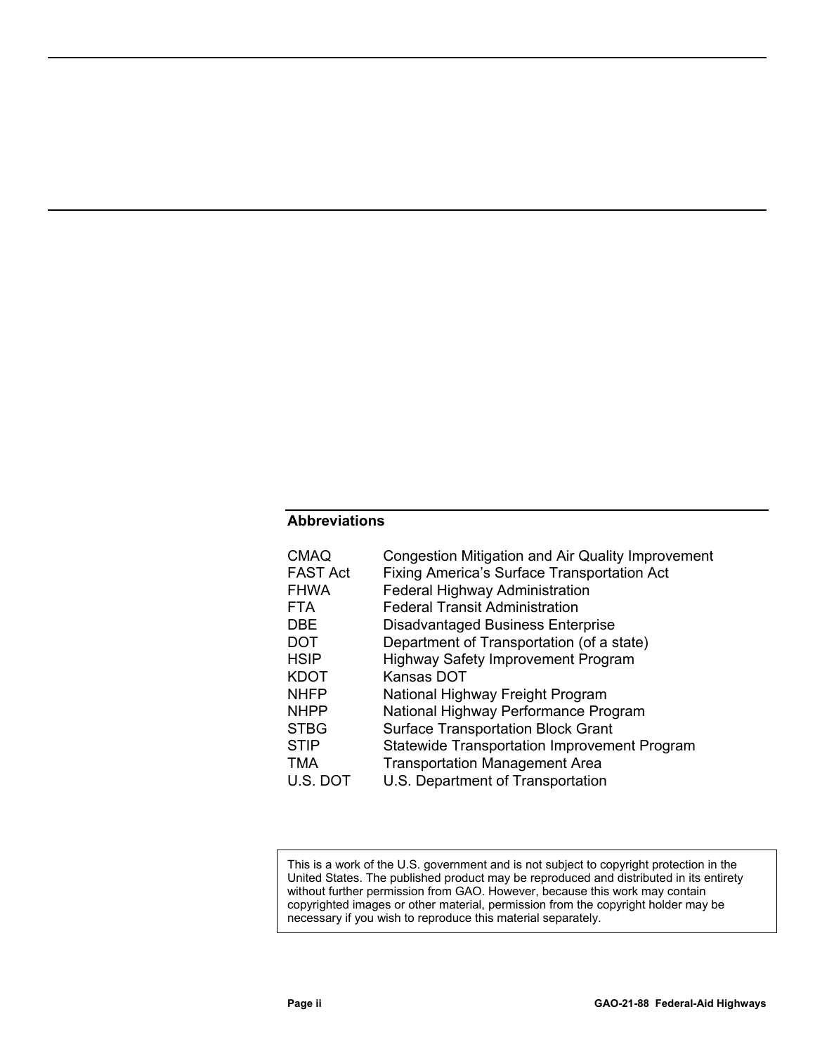## Abbreviations

| | |
|---|---|
| CMAQ | Congestion Mitigation and Air Quality Improvement |
| FAST Act | Fixing America's Surface Transportation Act |
| FHWA | Federal Highway Administration |
| FTA | Federal Transit Administration |
| DBE | Disadvantaged Business Enterprise |
| DOT | Department of Transportation (of a state) |
| HSIP | Highway Safety Improvement Program |
| KDOT | Kansas DOT |
| NHFP | National Highway Freight Program |
| NHPP | National Highway Performance Program |
| STBG | Surface Transportation Block Grant |
| STIP | Statewide Transportation Improvement Program |
| TMA | Transportation Management Area |
| U.S. DOT | U.S. Department of Transportation |

This is a work of the U.S. government and is not subject to copyright protection in the United States. The published product may be reproduced and distributed in its entirety without further permission from GAO. However, because this work may contain copyrighted images or other material, permission from the copyright holder may be necessary if you wish to reproduce this material separately.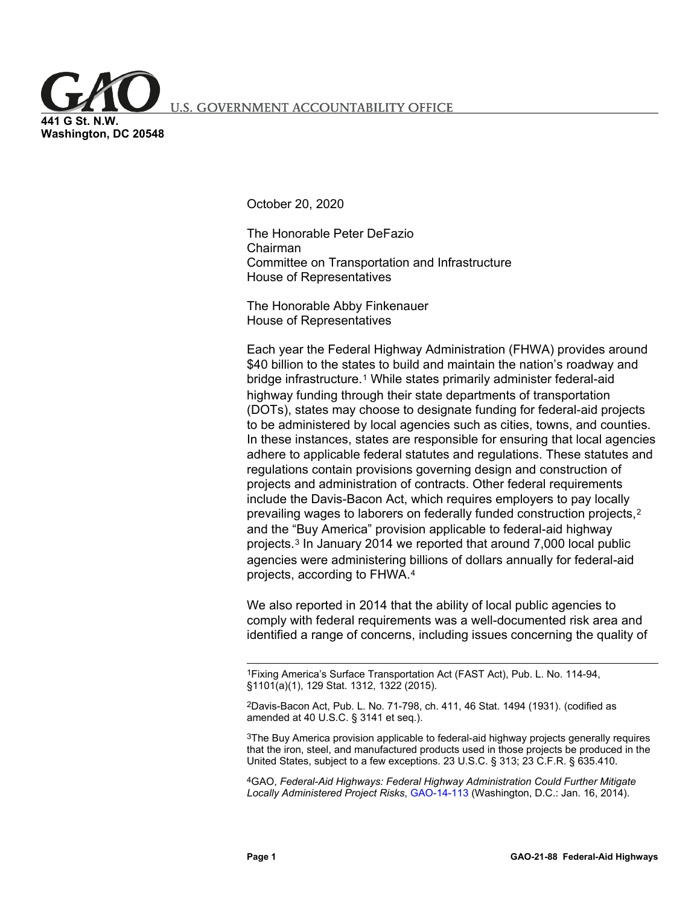441 G St. N.W.
Washington, DC 20548

October 20, 2020

The Honorable Peter DeFazio
Chairman
Committee on Transportation and Infrastructure
House of Representatives

The Honorable Abby Finkenauer
House of Representatives

Each year the Federal Highway Administration (FHWA) provides around $40 billion to the states to build and maintain the nation's roadway and bridge infrastructure.[1] While states primarily administer federal-aid highway funding through their state departments of transportation (DOTs), states may choose to designate funding for federal-aid projects to be administered by local agencies such as cities, towns, and counties. In these instances, states are responsible for ensuring that local agencies adhere to applicable federal statutes and regulations. These statutes and regulations contain provisions governing design and construction of projects and administration of contracts. Other federal requirements include the Davis-Bacon Act, which requires employers to pay locally prevailing wages to laborers on federally funded construction projects,[2] and the "Buy America" provision applicable to federal-aid highway projects.[3] In January 2014 we reported that around 7,000 local public agencies were administering billions of dollars annually for federal-aid projects, according to FHWA.[4]

We also reported in 2014 that the ability of local public agencies to comply with federal requirements was a well-documented risk area and identified a range of concerns, including issues concerning the quality of

---

[1] Fixing America's Surface Transportation Act (FAST Act), Pub. L. No. 114-94, §1101(a)(1), 129 Stat. 1312, 1322 (2015).

[2] Davis-Bacon Act, Pub. L. No. 71-798, ch. 411, 46 Stat. 1494 (1931). (codified as amended at 40 U.S.C. § 3141 et seq.).

[3] The Buy America provision applicable to federal-aid highway projects generally requires that the iron, steel, and manufactured products used in those projects be produced in the United States, subject to a few exceptions. 23 U.S.C. § 313; 23 C.F.R. § 635.410.

[4] GAO, *Federal-Aid Highways: Federal Highway Administration Could Further Mitigate Locally Administered Project Risks*, GAO-14-113 (Washington, D.C.: Jan. 16, 2014).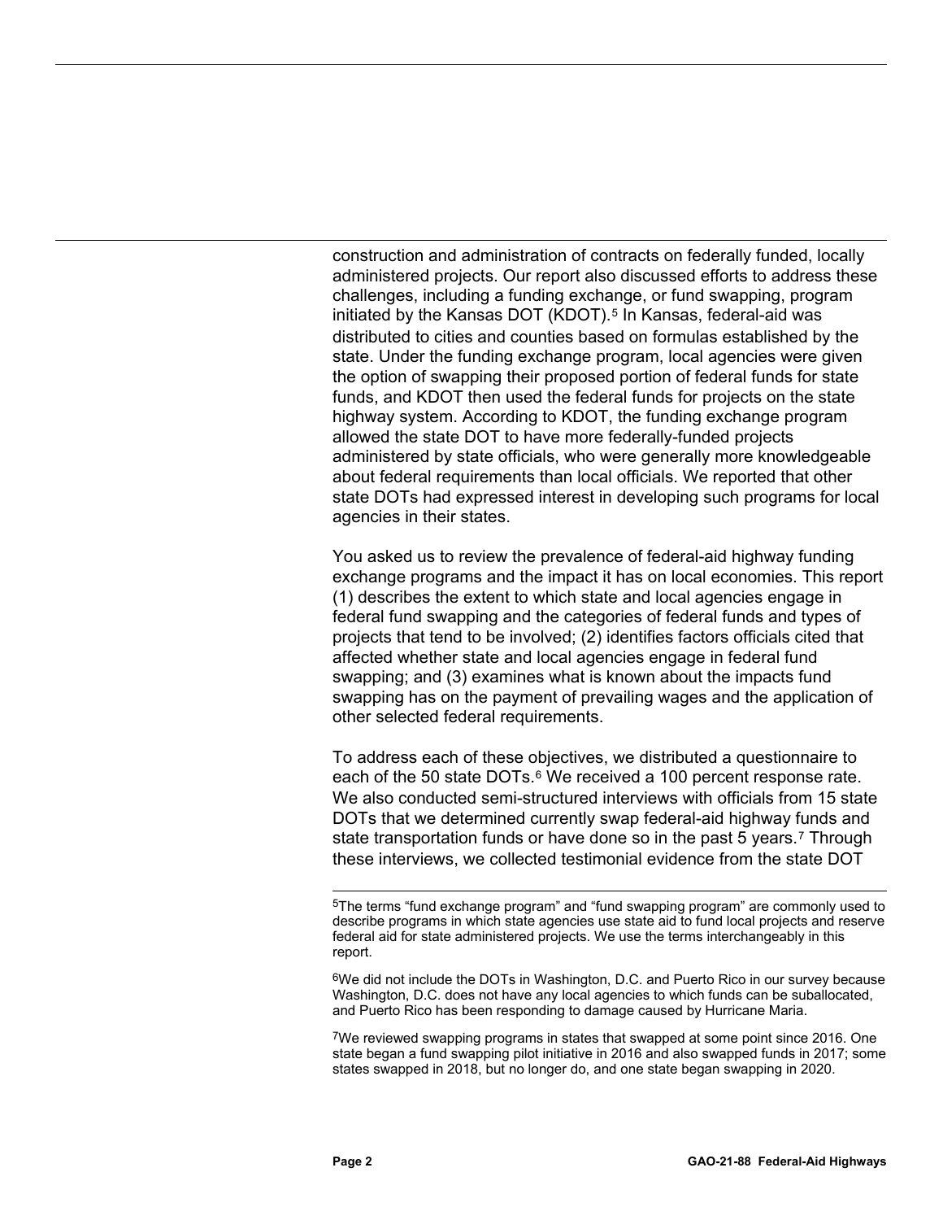construction and administration of contracts on federally funded, locally administered projects. Our report also discussed efforts to address these challenges, including a funding exchange, or fund swapping, program initiated by the Kansas DOT (KDOT).[5] In Kansas, federal-aid was distributed to cities and counties based on formulas established by the state. Under the funding exchange program, local agencies were given the option of swapping their proposed portion of federal funds for state funds, and KDOT then used the federal funds for projects on the state highway system. According to KDOT, the funding exchange program allowed the state DOT to have more federally-funded projects administered by state officials, who were generally more knowledgeable about federal requirements than local officials. We reported that other state DOTs had expressed interest in developing such programs for local agencies in their states.

You asked us to review the prevalence of federal-aid highway funding exchange programs and the impact it has on local economies. This report (1) describes the extent to which state and local agencies engage in federal fund swapping and the categories of federal funds and types of projects that tend to be involved; (2) identifies factors officials cited that affected whether state and local agencies engage in federal fund swapping; and (3) examines what is known about the impacts fund swapping has on the payment of prevailing wages and the application of other selected federal requirements.

To address each of these objectives, we distributed a questionnaire to each of the 50 state DOTs.[6] We received a 100 percent response rate. We also conducted semi-structured interviews with officials from 15 state DOTs that we determined currently swap federal-aid highway funds and state transportation funds or have done so in the past 5 years.[7] Through these interviews, we collected testimonial evidence from the state DOT

---

[5]The terms “fund exchange program” and “fund swapping program” are commonly used to describe programs in which state agencies use state aid to fund local projects and reserve federal aid for state administered projects. We use the terms interchangeably in this report.

[6]We did not include the DOTs in Washington, D.C. and Puerto Rico in our survey because Washington, D.C. does not have any local agencies to which funds can be suballocated, and Puerto Rico has been responding to damage caused by Hurricane Maria.

[7]We reviewed swapping programs in states that swapped at some point since 2016. One state began a fund swapping pilot initiative in 2016 and also swapped funds in 2017; some states swapped in 2018, but no longer do, and one state began swapping in 2020.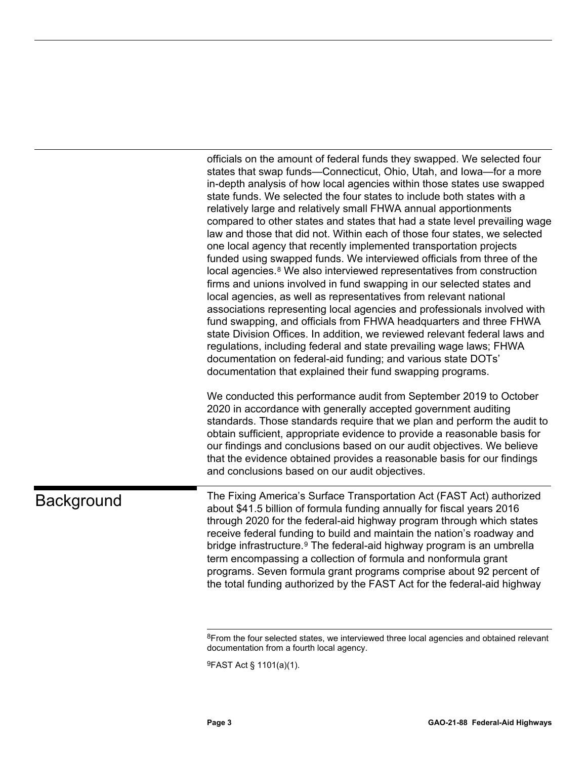officials on the amount of federal funds they swapped. We selected four states that swap funds—Connecticut, Ohio, Utah, and Iowa—for a more in-depth analysis of how local agencies within those states use swapped state funds. We selected the four states to include both states with a relatively large and relatively small FHWA annual apportionments compared to other states and states that had a state level prevailing wage law and those that did not. Within each of those four states, we selected one local agency that recently implemented transportation projects funded using swapped funds. We interviewed officials from three of the local agencies.[8] We also interviewed representatives from construction firms and unions involved in fund swapping in our selected states and local agencies, as well as representatives from relevant national associations representing local agencies and professionals involved with fund swapping, and officials from FHWA headquarters and three FHWA state Division Offices. In addition, we reviewed relevant federal laws and regulations, including federal and state prevailing wage laws; FHWA documentation on federal-aid funding; and various state DOTs' documentation that explained their fund swapping programs.

We conducted this performance audit from September 2019 to October 2020 in accordance with generally accepted government auditing standards. Those standards require that we plan and perform the audit to obtain sufficient, appropriate evidence to provide a reasonable basis for our findings and conclusions based on our audit objectives. We believe that the evidence obtained provides a reasonable basis for our findings and conclusions based on our audit objectives.

## Background

The Fixing America's Surface Transportation Act (FAST Act) authorized about $41.5 billion of formula funding annually for fiscal years 2016 through 2020 for the federal-aid highway program through which states receive federal funding to build and maintain the nation's roadway and bridge infrastructure.[9] The federal-aid highway program is an umbrella term encompassing a collection of formula and nonformula grant programs. Seven formula grant programs comprise about 92 percent of the total funding authorized by the FAST Act for the federal-aid highway

[8] From the four selected states, we interviewed three local agencies and obtained relevant documentation from a fourth local agency.

[9] FAST Act § 1101(a)(1).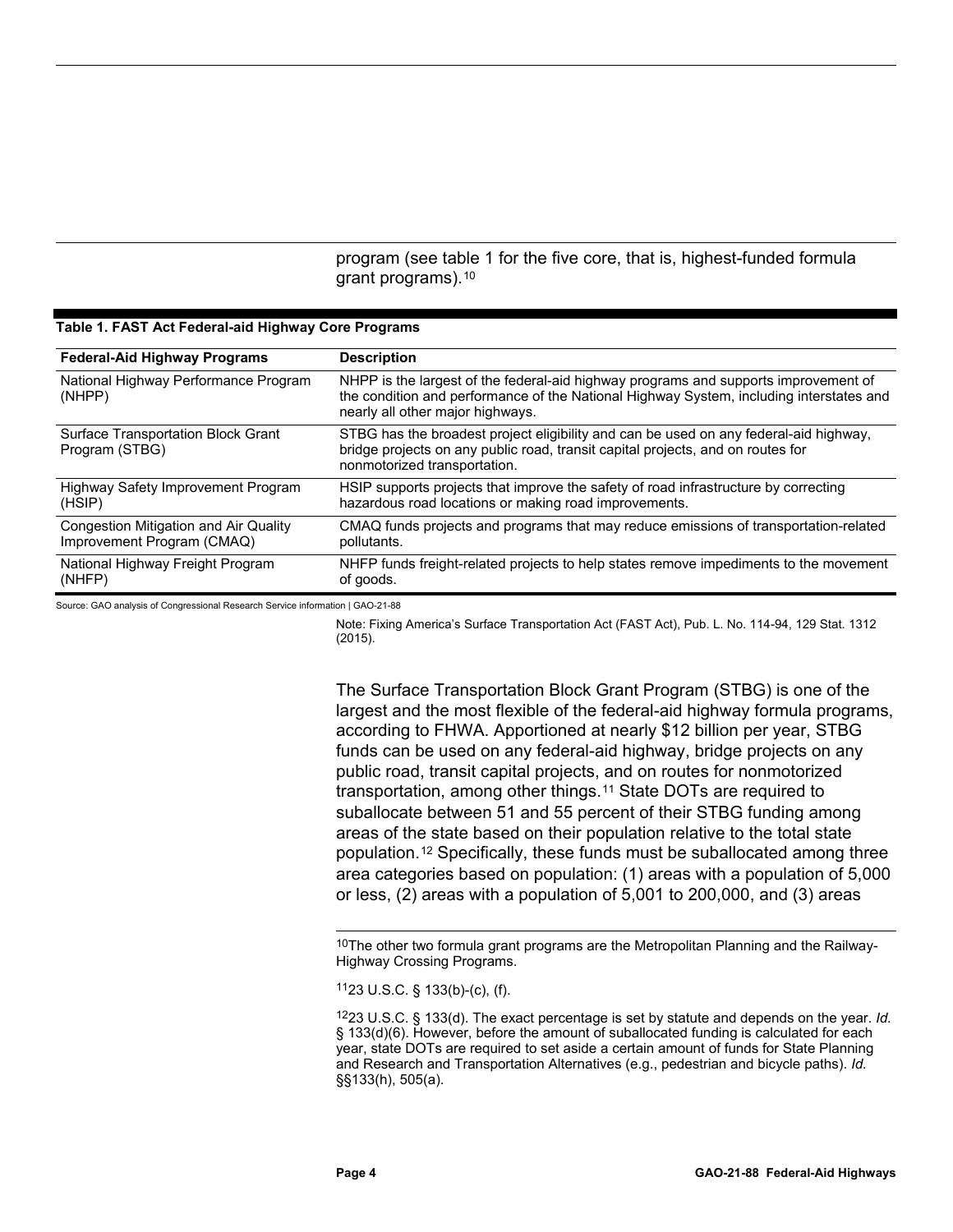program (see table 1 for the five core, that is, highest-funded formula grant programs).[10]

**Table 1. FAST Act Federal-aid Highway Core Programs**

| Federal-Aid Highway Programs | Description |
|---|---|
| National Highway Performance Program (NHPP) | NHPP is the largest of the federal-aid highway programs and supports improvement of the condition and performance of the National Highway System, including interstates and nearly all other major highways. |
| Surface Transportation Block Grant Program (STBG) | STBG has the broadest project eligibility and can be used on any federal-aid highway, bridge projects on any public road, transit capital projects, and on routes for nonmotorized transportation. |
| Highway Safety Improvement Program (HSIP) | HSIP supports projects that improve the safety of road infrastructure by correcting hazardous road locations or making road improvements. |
| Congestion Mitigation and Air Quality Improvement Program (CMAQ) | CMAQ funds projects and programs that may reduce emissions of transportation-related pollutants. |
| National Highway Freight Program (NHFP) | NHFP funds freight-related projects to help states remove impediments to the movement of goods. |

Source: GAO analysis of Congressional Research Service information | GAO-21-88

Note: Fixing America's Surface Transportation Act (FAST Act), Pub. L. No. 114-94, 129 Stat. 1312 (2015).

The Surface Transportation Block Grant Program (STBG) is one of the largest and the most flexible of the federal-aid highway formula programs, according to FHWA. Apportioned at nearly $12 billion per year, STBG funds can be used on any federal-aid highway, bridge projects on any public road, transit capital projects, and on routes for nonmotorized transportation, among other things.[11] State DOTs are required to suballocate between 51 and 55 percent of their STBG funding among areas of the state based on their population relative to the total state population.[12] Specifically, these funds must be suballocated among three area categories based on population: (1) areas with a population of 5,000 or less, (2) areas with a population of 5,001 to 200,000, and (3) areas

[10] The other two formula grant programs are the Metropolitan Planning and the Railway-Highway Crossing Programs.

[11] 23 U.S.C. § 133(b)-(c), (f).

[12] 23 U.S.C. § 133(d). The exact percentage is set by statute and depends on the year. *Id.* § 133(d)(6). However, before the amount of suballocated funding is calculated for each year, state DOTs are required to set aside a certain amount of funds for State Planning and Research and Transportation Alternatives (e.g., pedestrian and bicycle paths). *Id.* §§133(h), 505(a).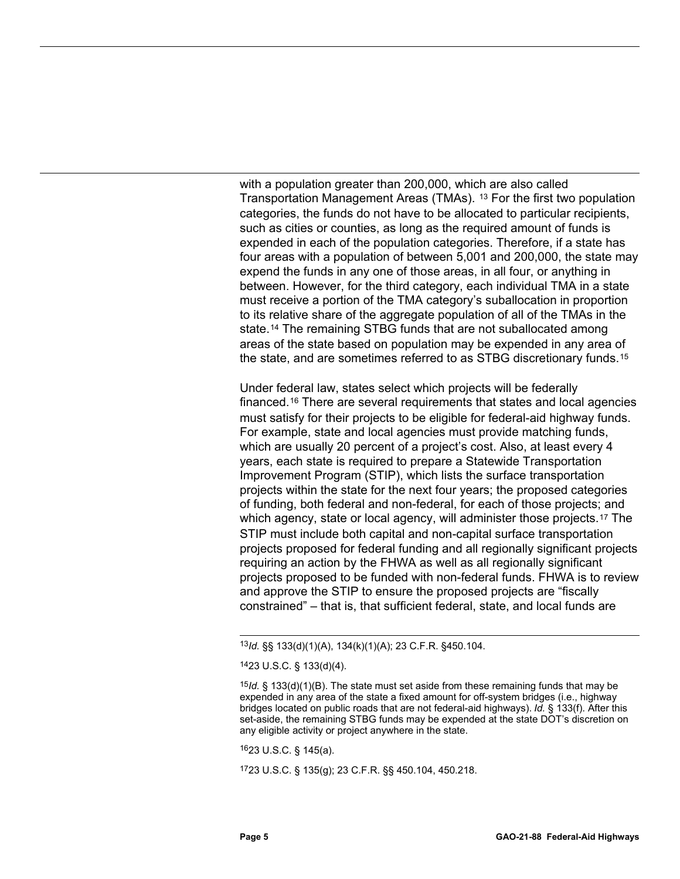with a population greater than 200,000, which are also called Transportation Management Areas (TMAs). [13] For the first two population categories, the funds do not have to be allocated to particular recipients, such as cities or counties, as long as the required amount of funds is expended in each of the population categories. Therefore, if a state has four areas with a population of between 5,001 and 200,000, the state may expend the funds in any one of those areas, in all four, or anything in between. However, for the third category, each individual TMA in a state must receive a portion of the TMA category's suballocation in proportion to its relative share of the aggregate population of all of the TMAs in the state.[14] The remaining STBG funds that are not suballocated among areas of the state based on population may be expended in any area of the state, and are sometimes referred to as STBG discretionary funds.[15]

Under federal law, states select which projects will be federally financed.[16] There are several requirements that states and local agencies must satisfy for their projects to be eligible for federal-aid highway funds. For example, state and local agencies must provide matching funds, which are usually 20 percent of a project's cost. Also, at least every 4 years, each state is required to prepare a Statewide Transportation Improvement Program (STIP), which lists the surface transportation projects within the state for the next four years; the proposed categories of funding, both federal and non-federal, for each of those projects; and which agency, state or local agency, will administer those projects.[17] The STIP must include both capital and non-capital surface transportation projects proposed for federal funding and all regionally significant projects requiring an action by the FHWA as well as all regionally significant projects proposed to be funded with non-federal funds. FHWA is to review and approve the STIP to ensure the proposed projects are "fiscally constrained" – that is, that sufficient federal, state, and local funds are

---

[13] *Id.* §§ 133(d)(1)(A), 134(k)(1)(A); 23 C.F.R. §450.104.

[14] 23 U.S.C. § 133(d)(4).

[15] *Id.* § 133(d)(1)(B). The state must set aside from these remaining funds that may be expended in any area of the state a fixed amount for off-system bridges (i.e., highway bridges located on public roads that are not federal-aid highways). *Id.* § 133(f). After this set-aside, the remaining STBG funds may be expended at the state DOT's discretion on any eligible activity or project anywhere in the state.

[16] 23 U.S.C. § 145(a).

[17] 23 U.S.C. § 135(g); 23 C.F.R. §§ 450.104, 450.218.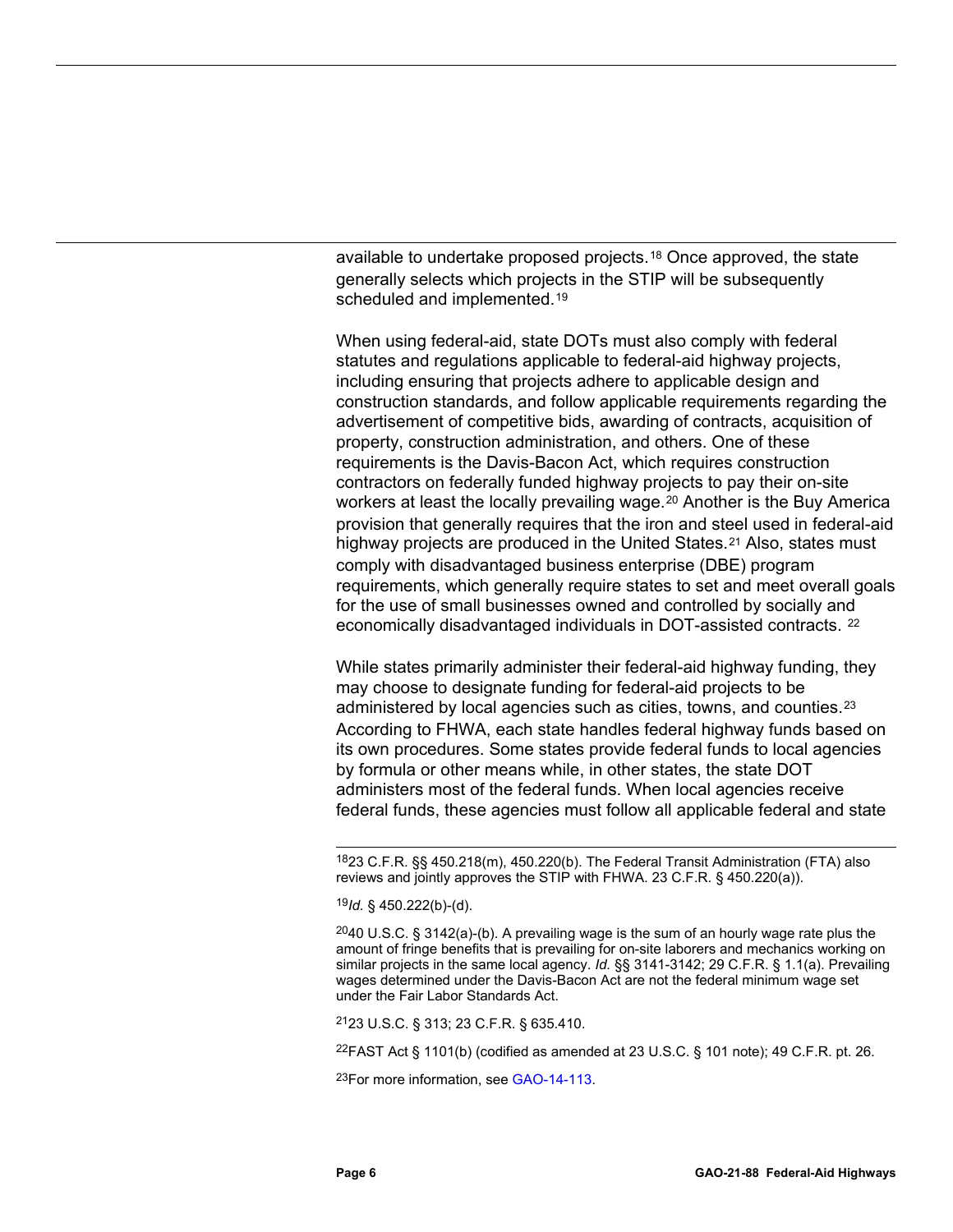available to undertake proposed projects.[18] Once approved, the state generally selects which projects in the STIP will be subsequently scheduled and implemented.[19]

When using federal-aid, state DOTs must also comply with federal statutes and regulations applicable to federal-aid highway projects, including ensuring that projects adhere to applicable design and construction standards, and follow applicable requirements regarding the advertisement of competitive bids, awarding of contracts, acquisition of property, construction administration, and others. One of these requirements is the Davis-Bacon Act, which requires construction contractors on federally funded highway projects to pay their on-site workers at least the locally prevailing wage.[20] Another is the Buy America provision that generally requires that the iron and steel used in federal-aid highway projects are produced in the United States.[21] Also, states must comply with disadvantaged business enterprise (DBE) program requirements, which generally require states to set and meet overall goals for the use of small businesses owned and controlled by socially and economically disadvantaged individuals in DOT-assisted contracts.[22]

While states primarily administer their federal-aid highway funding, they may choose to designate funding for federal-aid projects to be administered by local agencies such as cities, towns, and counties.[23] According to FHWA, each state handles federal highway funds based on its own procedures. Some states provide federal funds to local agencies by formula or other means while, in other states, the state DOT administers most of the federal funds. When local agencies receive federal funds, these agencies must follow all applicable federal and state

---

[18] 23 C.F.R. §§ 450.218(m), 450.220(b). The Federal Transit Administration (FTA) also reviews and jointly approves the STIP with FHWA. 23 C.F.R. § 450.220(a)).

[19] *Id.* § 450.222(b)-(d).

[20] 40 U.S.C. § 3142(a)-(b). A prevailing wage is the sum of an hourly wage rate plus the amount of fringe benefits that is prevailing for on-site laborers and mechanics working on similar projects in the same local agency. *Id.* §§ 3141-3142; 29 C.F.R. § 1.1(a). Prevailing wages determined under the Davis-Bacon Act are not the federal minimum wage set under the Fair Labor Standards Act.

[21] 23 U.S.C. § 313; 23 C.F.R. § 635.410.

[22] FAST Act § 1101(b) (codified as amended at 23 U.S.C. § 101 note); 49 C.F.R. pt. 26.

[23] For more information, see GAO-14-113.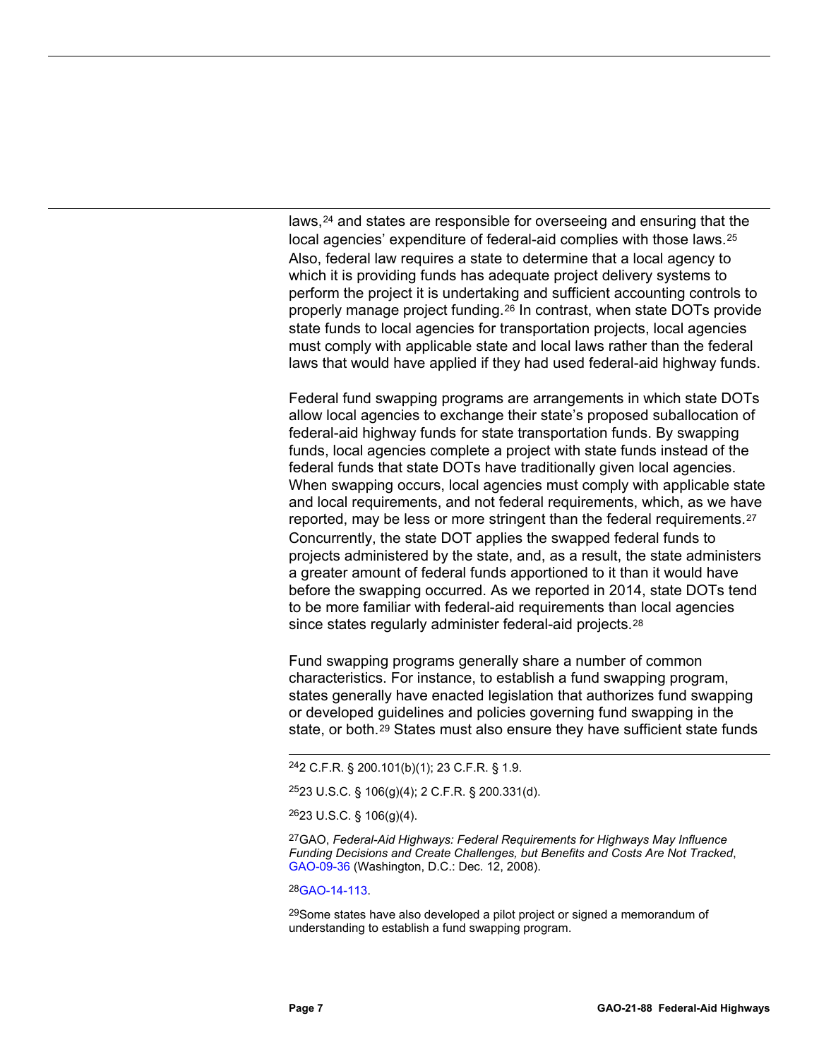laws,[24] and states are responsible for overseeing and ensuring that the local agencies' expenditure of federal-aid complies with those laws.[25] Also, federal law requires a state to determine that a local agency to which it is providing funds has adequate project delivery systems to perform the project it is undertaking and sufficient accounting controls to properly manage project funding.[26] In contrast, when state DOTs provide state funds to local agencies for transportation projects, local agencies must comply with applicable state and local laws rather than the federal laws that would have applied if they had used federal-aid highway funds.

Federal fund swapping programs are arrangements in which state DOTs allow local agencies to exchange their state's proposed suballocation of federal-aid highway funds for state transportation funds. By swapping funds, local agencies complete a project with state funds instead of the federal funds that state DOTs have traditionally given local agencies. When swapping occurs, local agencies must comply with applicable state and local requirements, and not federal requirements, which, as we have reported, may be less or more stringent than the federal requirements.[27] Concurrently, the state DOT applies the swapped federal funds to projects administered by the state, and, as a result, the state administers a greater amount of federal funds apportioned to it than it would have before the swapping occurred. As we reported in 2014, state DOTs tend to be more familiar with federal-aid requirements than local agencies since states regularly administer federal-aid projects.[28]

Fund swapping programs generally share a number of common characteristics. For instance, to establish a fund swapping program, states generally have enacted legislation that authorizes fund swapping or developed guidelines and policies governing fund swapping in the state, or both.[29] States must also ensure they have sufficient state funds

---

[24] 2 C.F.R. § 200.101(b)(1); 23 C.F.R. § 1.9.

[25] 23 U.S.C. § 106(g)(4); 2 C.F.R. § 200.331(d).

[26] 23 U.S.C. § 106(g)(4).

[27] GAO, *Federal-Aid Highways: Federal Requirements for Highways May Influence Funding Decisions and Create Challenges, but Benefits and Costs Are Not Tracked*, GAO-09-36 (Washington, D.C.: Dec. 12, 2008).

[28] GAO-14-113.

[29] Some states have also developed a pilot project or signed a memorandum of understanding to establish a fund swapping program.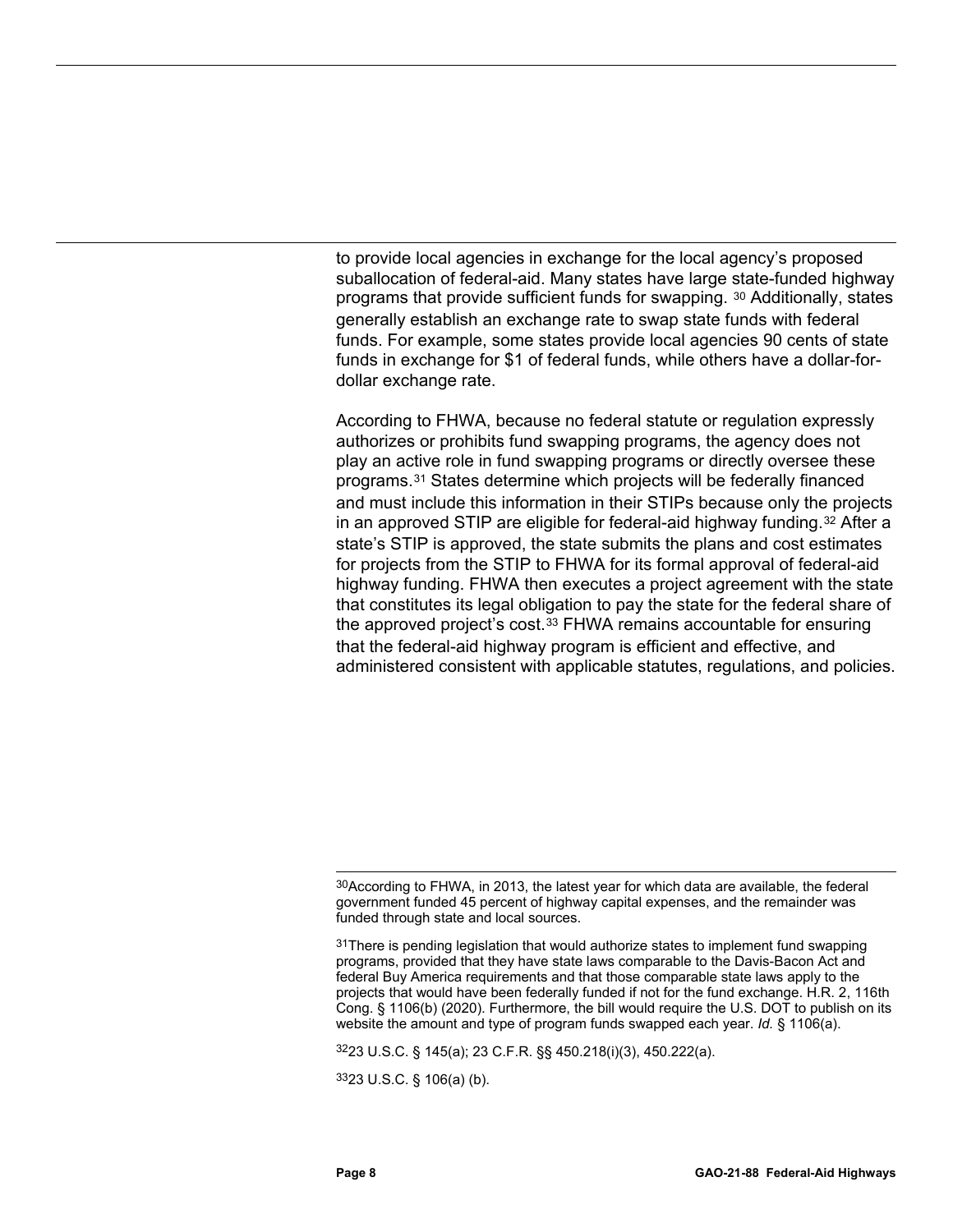to provide local agencies in exchange for the local agency's proposed suballocation of federal-aid. Many states have large state-funded highway programs that provide sufficient funds for swapping. [30] Additionally, states generally establish an exchange rate to swap state funds with federal funds. For example, some states provide local agencies 90 cents of state funds in exchange for $1 of federal funds, while others have a dollar-for-dollar exchange rate.

According to FHWA, because no federal statute or regulation expressly authorizes or prohibits fund swapping programs, the agency does not play an active role in fund swapping programs or directly oversee these programs.[31] States determine which projects will be federally financed and must include this information in their STIPs because only the projects in an approved STIP are eligible for federal-aid highway funding.[32] After a state's STIP is approved, the state submits the plans and cost estimates for projects from the STIP to FHWA for its formal approval of federal-aid highway funding. FHWA then executes a project agreement with the state that constitutes its legal obligation to pay the state for the federal share of the approved project's cost.[33] FHWA remains accountable for ensuring that the federal-aid highway program is efficient and effective, and administered consistent with applicable statutes, regulations, and policies.

---

[30]According to FHWA, in 2013, the latest year for which data are available, the federal government funded 45 percent of highway capital expenses, and the remainder was funded through state and local sources.

[31]There is pending legislation that would authorize states to implement fund swapping programs, provided that they have state laws comparable to the Davis-Bacon Act and federal Buy America requirements and that those comparable state laws apply to the projects that would have been federally funded if not for the fund exchange. H.R. 2, 116th Cong. § 1106(b) (2020). Furthermore, the bill would require the U.S. DOT to publish on its website the amount and type of program funds swapped each year. *Id.* § 1106(a).

[32]23 U.S.C. § 145(a); 23 C.F.R. §§ 450.218(i)(3), 450.222(a).

[33]23 U.S.C. § 106(a) (b).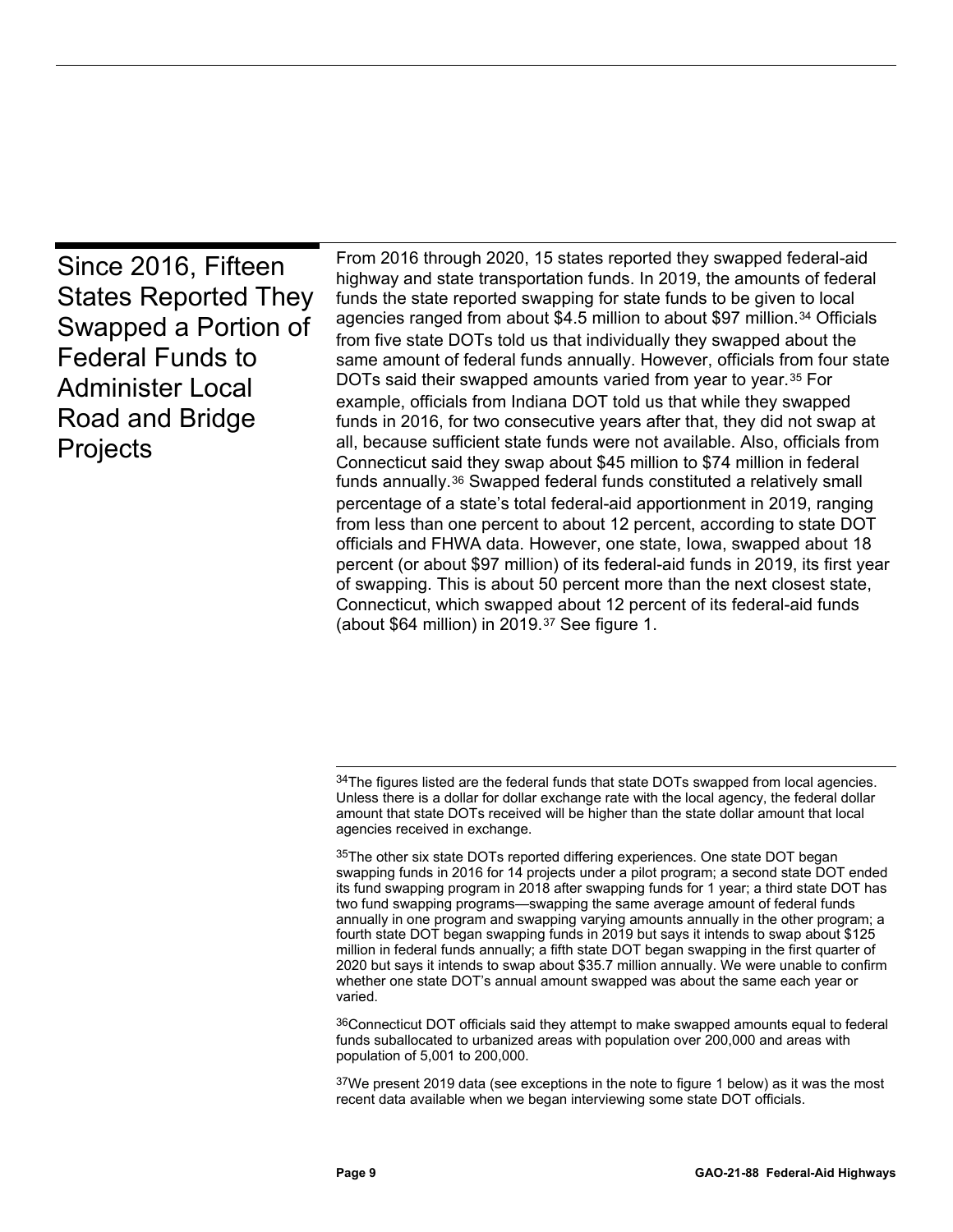## Since 2016, Fifteen States Reported They Swapped a Portion of Federal Funds to Administer Local Road and Bridge Projects

From 2016 through 2020, 15 states reported they swapped federal-aid highway and state transportation funds. In 2019, the amounts of federal funds the state reported swapping for state funds to be given to local agencies ranged from about $4.5 million to about $97 million.[34] Officials from five state DOTs told us that individually they swapped about the same amount of federal funds annually. However, officials from four state DOTs said their swapped amounts varied from year to year.[35] For example, officials from Indiana DOT told us that while they swapped funds in 2016, for two consecutive years after that, they did not swap at all, because sufficient state funds were not available. Also, officials from Connecticut said they swap about $45 million to $74 million in federal funds annually.[36] Swapped federal funds constituted a relatively small percentage of a state's total federal-aid apportionment in 2019, ranging from less than one percent to about 12 percent, according to state DOT officials and FHWA data. However, one state, Iowa, swapped about 18 percent (or about $97 million) of its federal-aid funds in 2019, its first year of swapping. This is about 50 percent more than the next closest state, Connecticut, which swapped about 12 percent of its federal-aid funds (about $64 million) in 2019.[37] See figure 1.

---

[34]The figures listed are the federal funds that state DOTs swapped from local agencies. Unless there is a dollar for dollar exchange rate with the local agency, the federal dollar amount that state DOTs received will be higher than the state dollar amount that local agencies received in exchange.

[35]The other six state DOTs reported differing experiences. One state DOT began swapping funds in 2016 for 14 projects under a pilot program; a second state DOT ended its fund swapping program in 2018 after swapping funds for 1 year; a third state DOT has two fund swapping programs—swapping the same average amount of federal funds annually in one program and swapping varying amounts annually in the other program; a fourth state DOT began swapping funds in 2019 but says it intends to swap about $125 million in federal funds annually; a fifth state DOT began swapping in the first quarter of 2020 but says it intends to swap about $35.7 million annually. We were unable to confirm whether one state DOT's annual amount swapped was about the same each year or varied.

[36]Connecticut DOT officials said they attempt to make swapped amounts equal to federal funds suballocated to urbanized areas with population over 200,000 and areas with population of 5,001 to 200,000.

[37]We present 2019 data (see exceptions in the note to figure 1 below) as it was the most recent data available when we began interviewing some state DOT officials.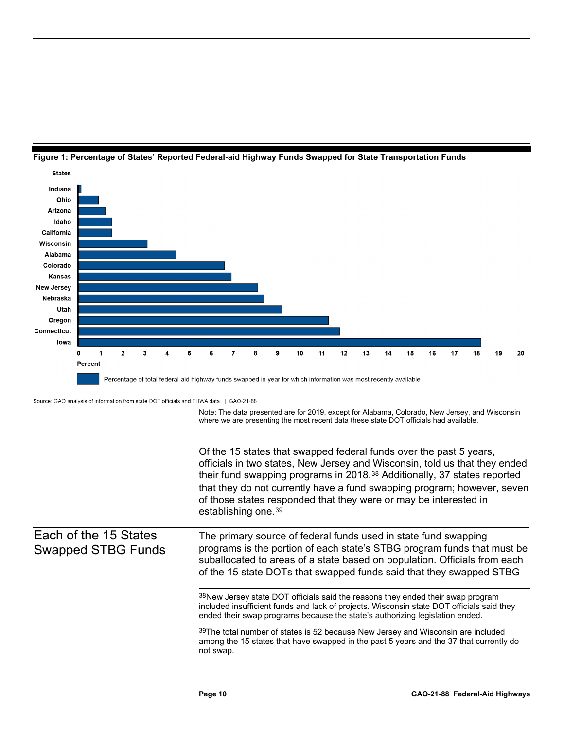**Figure 1: Percentage of States' Reported Federal-aid Highway Funds Swapped for State Transportation Funds**

Percentage of total federal-aid highway funds swapped in year for which information was most recently available

Source: GAO analysis of information from state DOT officials and FHWA data. | GAO-21-88

Note: The data presented are for 2019, except for Alabama, Colorado, New Jersey, and Wisconsin where we are presenting the most recent data these state DOT officials had available.

Of the 15 states that swapped federal funds over the past 5 years, officials in two states, New Jersey and Wisconsin, told us that they ended their fund swapping programs in 2018.[38] Additionally, 37 states reported that they do not currently have a fund swapping program; however, seven of those states responded that they were or may be interested in establishing one.[39]

## Each of the 15 States Swapped STBG Funds

The primary source of federal funds used in state fund swapping programs is the portion of each state's STBG program funds that must be suballocated to areas of a state based on population. Officials from each of the 15 state DOTs that swapped funds said that they swapped STBG

---

[38] New Jersey state DOT officials said the reasons they ended their swap program included insufficient funds and lack of projects. Wisconsin state DOT officials said they ended their swap programs because the state's authorizing legislation ended.

[39] The total number of states is 52 because New Jersey and Wisconsin are included among the 15 states that have swapped in the past 5 years and the 37 that currently do not swap.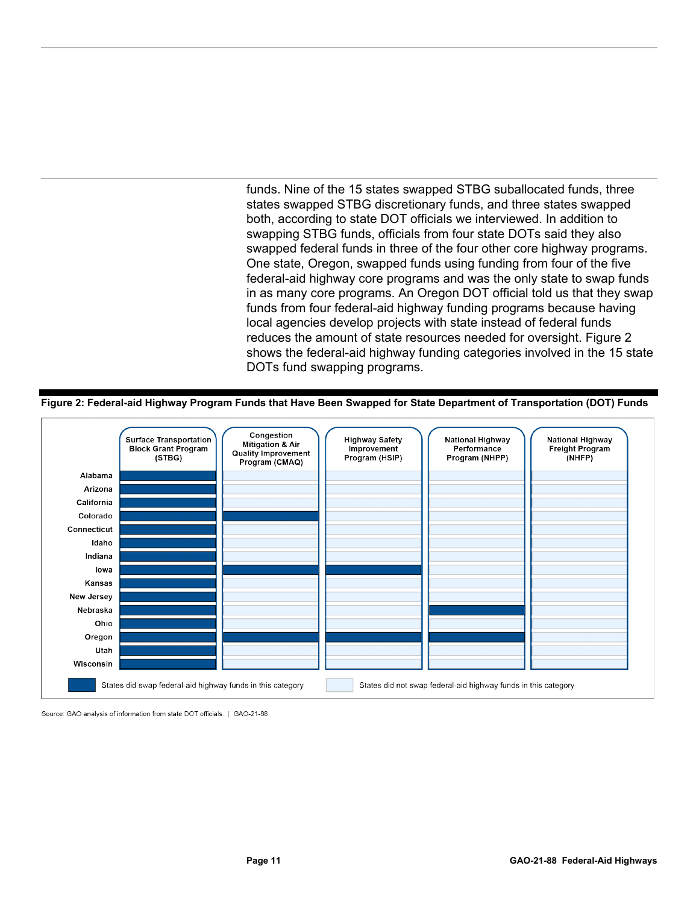funds. Nine of the 15 states swapped STBG suballocated funds, three states swapped STBG discretionary funds, and three states swapped both, according to state DOT officials we interviewed. In addition to swapping STBG funds, officials from four state DOTs said they also swapped federal funds in three of the four other core highway programs. One state, Oregon, swapped funds using funding from four of the five federal-aid highway core programs and was the only state to swap funds in as many core programs. An Oregon DOT official told us that they swap funds from four federal-aid highway funding programs because having local agencies develop projects with state instead of federal funds reduces the amount of state resources needed for oversight. Figure 2 shows the federal-aid highway funding categories involved in the 15 state DOTs fund swapping programs.

**Figure 2: Federal-aid Highway Program Funds that Have Been Swapped for State Department of Transportation (DOT) Funds**

| | Surface Transportation Block Grant Program (STBG) | Congestion Mitigation & Air Quality Improvement Program (CMAQ) | Highway Safety Improvement Program (HSIP) | National Highway Performance Program (NHPP) | National Highway Freight Program (NHFP) |
|---|---|---|---|---|---|
| Alabama | Swapped | | | | |
| Arizona | Swapped | | | | |
| California | Swapped | | | | |
| Colorado | Swapped | Swapped | | | |
| Connecticut | Swapped | | | | |
| Idaho | Swapped | | | | |
| Indiana | Swapped | | | | |
| Iowa | Swapped | Swapped | Swapped | | |
| Kansas | Swapped | | | | |
| New Jersey | Swapped | | | | |
| Nebraska | Swapped | | | Swapped | |
| Ohio | Swapped | | | | |
| Oregon | Swapped | Swapped | Swapped | Swapped | |
| Utah | Swapped | | | | |
| Wisconsin | Swapped | | | | |

States did swap federal-aid highway funds in this category (Swapped) / States did not swap federal-aid highway funds in this category (blank)

Source: GAO analysis of information from state DOT officials. | GAO-21-88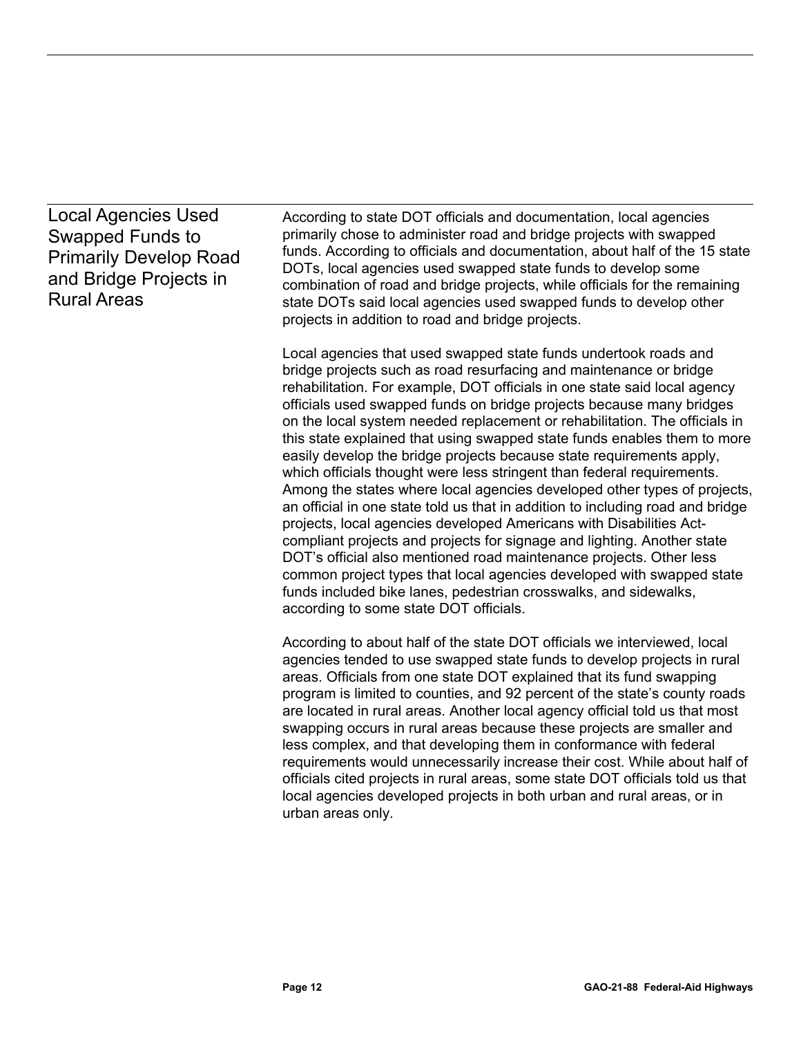## Local Agencies Used Swapped Funds to Primarily Develop Road and Bridge Projects in Rural Areas

According to state DOT officials and documentation, local agencies primarily chose to administer road and bridge projects with swapped funds. According to officials and documentation, about half of the 15 state DOTs, local agencies used swapped state funds to develop some combination of road and bridge projects, while officials for the remaining state DOTs said local agencies used swapped funds to develop other projects in addition to road and bridge projects.

Local agencies that used swapped state funds undertook roads and bridge projects such as road resurfacing and maintenance or bridge rehabilitation. For example, DOT officials in one state said local agency officials used swapped funds on bridge projects because many bridges on the local system needed replacement or rehabilitation. The officials in this state explained that using swapped state funds enables them to more easily develop the bridge projects because state requirements apply, which officials thought were less stringent than federal requirements. Among the states where local agencies developed other types of projects, an official in one state told us that in addition to including road and bridge projects, local agencies developed Americans with Disabilities Act-compliant projects and projects for signage and lighting. Another state DOT's official also mentioned road maintenance projects. Other less common project types that local agencies developed with swapped state funds included bike lanes, pedestrian crosswalks, and sidewalks, according to some state DOT officials.

According to about half of the state DOT officials we interviewed, local agencies tended to use swapped state funds to develop projects in rural areas. Officials from one state DOT explained that its fund swapping program is limited to counties, and 92 percent of the state's county roads are located in rural areas. Another local agency official told us that most swapping occurs in rural areas because these projects are smaller and less complex, and that developing them in conformance with federal requirements would unnecessarily increase their cost. While about half of officials cited projects in rural areas, some state DOT officials told us that local agencies developed projects in both urban and rural areas, or in urban areas only.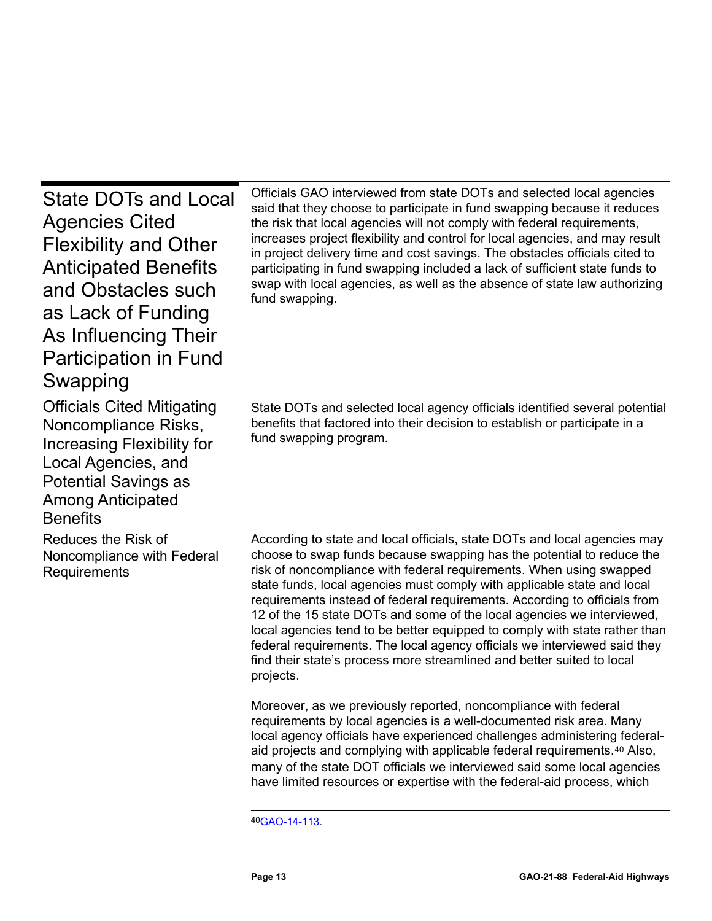## State DOTs and Local Agencies Cited Flexibility and Other Anticipated Benefits and Obstacles such as Lack of Funding As Influencing Their Participation in Fund Swapping

Officials GAO interviewed from state DOTs and selected local agencies said that they choose to participate in fund swapping because it reduces the risk that local agencies will not comply with federal requirements, increases project flexibility and control for local agencies, and may result in project delivery time and cost savings. The obstacles officials cited to participating in fund swapping included a lack of sufficient state funds to swap with local agencies, as well as the absence of state law authorizing fund swapping.

### Officials Cited Mitigating Noncompliance Risks, Increasing Flexibility for Local Agencies, and Potential Savings as Among Anticipated Benefits

State DOTs and selected local agency officials identified several potential benefits that factored into their decision to establish or participate in a fund swapping program.

#### Reduces the Risk of Noncompliance with Federal Requirements

According to state and local officials, state DOTs and local agencies may choose to swap funds because swapping has the potential to reduce the risk of noncompliance with federal requirements. When using swapped state funds, local agencies must comply with applicable state and local requirements instead of federal requirements. According to officials from 12 of the 15 state DOTs and some of the local agencies we interviewed, local agencies tend to be better equipped to comply with state rather than federal requirements. The local agency officials we interviewed said they find their state's process more streamlined and better suited to local projects.

Moreover, as we previously reported, noncompliance with federal requirements by local agencies is a well-documented risk area. Many local agency officials have experienced challenges administering federal-aid projects and complying with applicable federal requirements.[40] Also, many of the state DOT officials we interviewed said some local agencies have limited resources or expertise with the federal-aid process, which

[40] GAO-14-113.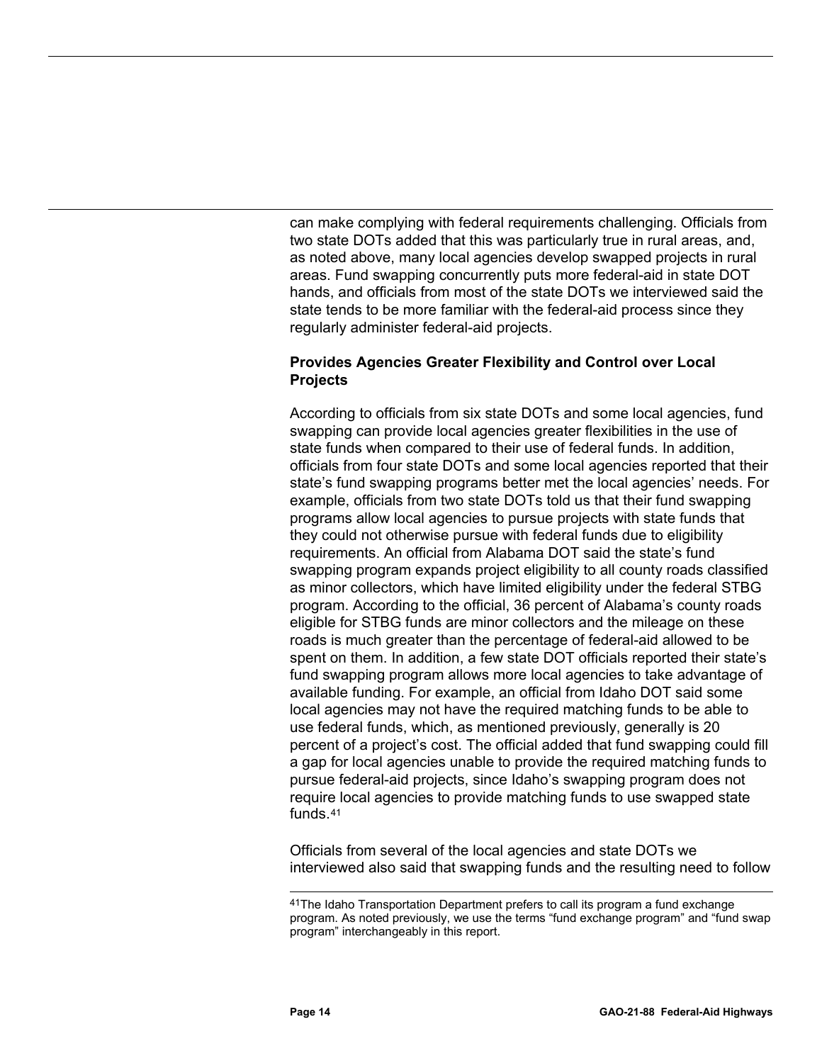can make complying with federal requirements challenging. Officials from two state DOTs added that this was particularly true in rural areas, and, as noted above, many local agencies develop swapped projects in rural areas. Fund swapping concurrently puts more federal-aid in state DOT hands, and officials from most of the state DOTs we interviewed said the state tends to be more familiar with the federal-aid process since they regularly administer federal-aid projects.

**Provides Agencies Greater Flexibility and Control over Local Projects**

According to officials from six state DOTs and some local agencies, fund swapping can provide local agencies greater flexibilities in the use of state funds when compared to their use of federal funds. In addition, officials from four state DOTs and some local agencies reported that their state's fund swapping programs better met the local agencies' needs. For example, officials from two state DOTs told us that their fund swapping programs allow local agencies to pursue projects with state funds that they could not otherwise pursue with federal funds due to eligibility requirements. An official from Alabama DOT said the state's fund swapping program expands project eligibility to all county roads classified as minor collectors, which have limited eligibility under the federal STBG program. According to the official, 36 percent of Alabama's county roads eligible for STBG funds are minor collectors and the mileage on these roads is much greater than the percentage of federal-aid allowed to be spent on them. In addition, a few state DOT officials reported their state's fund swapping program allows more local agencies to take advantage of available funding. For example, an official from Idaho DOT said some local agencies may not have the required matching funds to be able to use federal funds, which, as mentioned previously, generally is 20 percent of a project's cost. The official added that fund swapping could fill a gap for local agencies unable to provide the required matching funds to pursue federal-aid projects, since Idaho's swapping program does not require local agencies to provide matching funds to use swapped state funds.[41]

Officials from several of the local agencies and state DOTs we interviewed also said that swapping funds and the resulting need to follow

---

[41]The Idaho Transportation Department prefers to call its program a fund exchange program. As noted previously, we use the terms "fund exchange program" and "fund swap program" interchangeably in this report.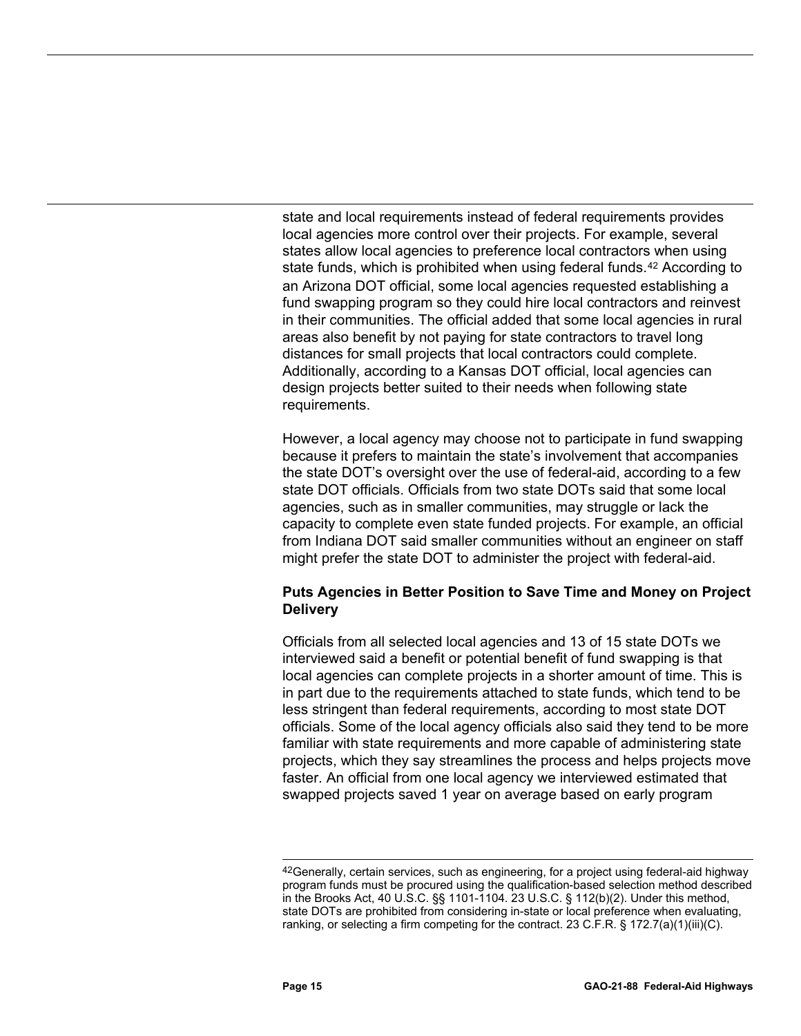state and local requirements instead of federal requirements provides local agencies more control over their projects. For example, several states allow local agencies to preference local contractors when using state funds, which is prohibited when using federal funds.[42] According to an Arizona DOT official, some local agencies requested establishing a fund swapping program so they could hire local contractors and reinvest in their communities. The official added that some local agencies in rural areas also benefit by not paying for state contractors to travel long distances for small projects that local contractors could complete. Additionally, according to a Kansas DOT official, local agencies can design projects better suited to their needs when following state requirements.

However, a local agency may choose not to participate in fund swapping because it prefers to maintain the state's involvement that accompanies the state DOT's oversight over the use of federal-aid, according to a few state DOT officials. Officials from two state DOTs said that some local agencies, such as in smaller communities, may struggle or lack the capacity to complete even state funded projects. For example, an official from Indiana DOT said smaller communities without an engineer on staff might prefer the state DOT to administer the project with federal-aid.

**Puts Agencies in Better Position to Save Time and Money on Project Delivery**

Officials from all selected local agencies and 13 of 15 state DOTs we interviewed said a benefit or potential benefit of fund swapping is that local agencies can complete projects in a shorter amount of time. This is in part due to the requirements attached to state funds, which tend to be less stringent than federal requirements, according to most state DOT officials. Some of the local agency officials also said they tend to be more familiar with state requirements and more capable of administering state projects, which they say streamlines the process and helps projects move faster. An official from one local agency we interviewed estimated that swapped projects saved 1 year on average based on early program

---

[42]Generally, certain services, such as engineering, for a project using federal-aid highway program funds must be procured using the qualification-based selection method described in the Brooks Act, 40 U.S.C. §§ 1101-1104. 23 U.S.C. § 112(b)(2). Under this method, state DOTs are prohibited from considering in-state or local preference when evaluating, ranking, or selecting a firm competing for the contract. 23 C.F.R. § 172.7(a)(1)(iii)(C).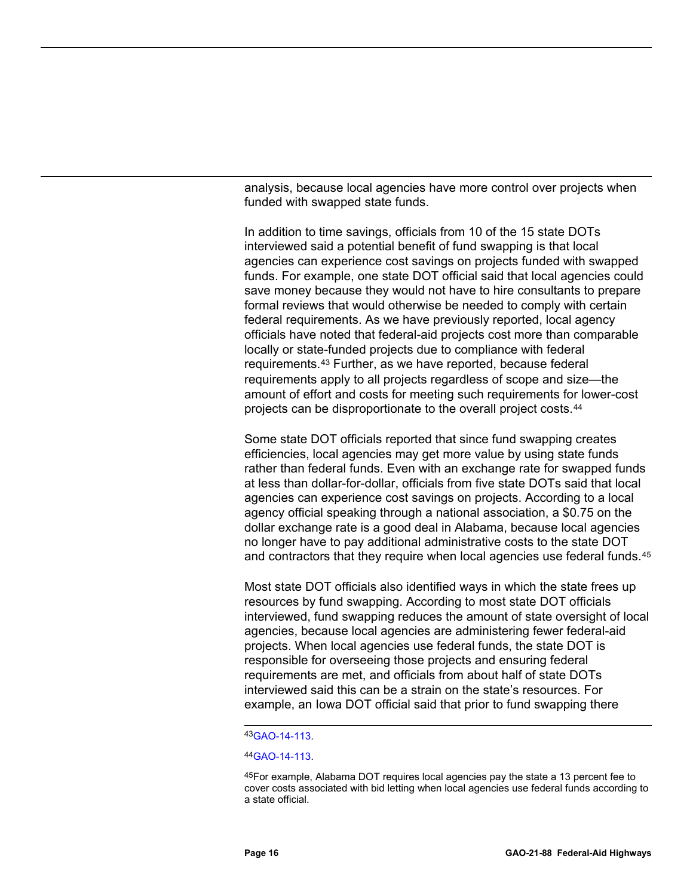analysis, because local agencies have more control over projects when funded with swapped state funds.

In addition to time savings, officials from 10 of the 15 state DOTs interviewed said a potential benefit of fund swapping is that local agencies can experience cost savings on projects funded with swapped funds. For example, one state DOT official said that local agencies could save money because they would not have to hire consultants to prepare formal reviews that would otherwise be needed to comply with certain federal requirements. As we have previously reported, local agency officials have noted that federal-aid projects cost more than comparable locally or state-funded projects due to compliance with federal requirements.[43] Further, as we have reported, because federal requirements apply to all projects regardless of scope and size—the amount of effort and costs for meeting such requirements for lower-cost projects can be disproportionate to the overall project costs.[44]

Some state DOT officials reported that since fund swapping creates efficiencies, local agencies may get more value by using state funds rather than federal funds. Even with an exchange rate for swapped funds at less than dollar-for-dollar, officials from five state DOTs said that local agencies can experience cost savings on projects. According to a local agency official speaking through a national association, a $0.75 on the dollar exchange rate is a good deal in Alabama, because local agencies no longer have to pay additional administrative costs to the state DOT and contractors that they require when local agencies use federal funds.[45]

Most state DOT officials also identified ways in which the state frees up resources by fund swapping. According to most state DOT officials interviewed, fund swapping reduces the amount of state oversight of local agencies, because local agencies are administering fewer federal-aid projects. When local agencies use federal funds, the state DOT is responsible for overseeing those projects and ensuring federal requirements are met, and officials from about half of state DOTs interviewed said this can be a strain on the state's resources. For example, an Iowa DOT official said that prior to fund swapping there

---

[43] GAO-14-113.

[44] GAO-14-113.

[45] For example, Alabama DOT requires local agencies pay the state a 13 percent fee to cover costs associated with bid letting when local agencies use federal funds according to a state official.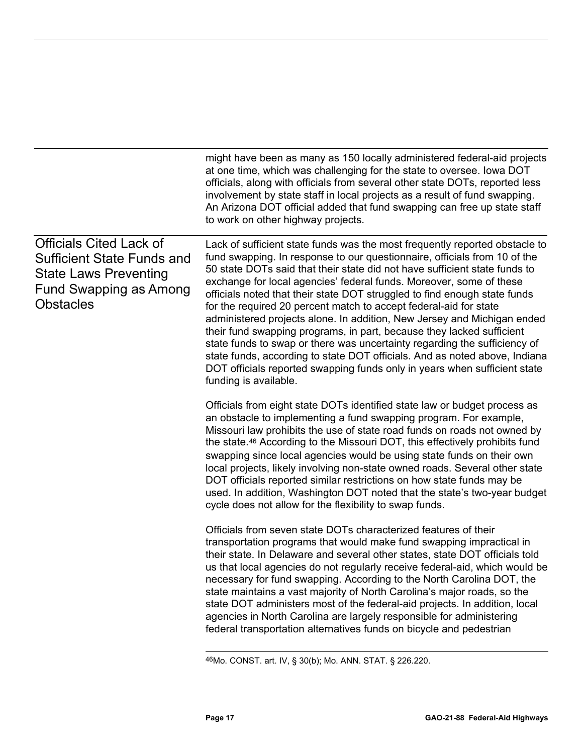might have been as many as 150 locally administered federal-aid projects at one time, which was challenging for the state to oversee. Iowa DOT officials, along with officials from several other state DOTs, reported less involvement by state staff in local projects as a result of fund swapping. An Arizona DOT official added that fund swapping can free up state staff to work on other highway projects.

## Officials Cited Lack of Sufficient State Funds and State Laws Preventing Fund Swapping as Among Obstacles

Lack of sufficient state funds was the most frequently reported obstacle to fund swapping. In response to our questionnaire, officials from 10 of the 50 state DOTs said that their state did not have sufficient state funds to exchange for local agencies' federal funds. Moreover, some of these officials noted that their state DOT struggled to find enough state funds for the required 20 percent match to accept federal-aid for state administered projects alone. In addition, New Jersey and Michigan ended their fund swapping programs, in part, because they lacked sufficient state funds to swap or there was uncertainty regarding the sufficiency of state funds, according to state DOT officials. And as noted above, Indiana DOT officials reported swapping funds only in years when sufficient state funding is available.

Officials from eight state DOTs identified state law or budget process as an obstacle to implementing a fund swapping program. For example, Missouri law prohibits the use of state road funds on roads not owned by the state.[46] According to the Missouri DOT, this effectively prohibits fund swapping since local agencies would be using state funds on their own local projects, likely involving non-state owned roads. Several other state DOT officials reported similar restrictions on how state funds may be used. In addition, Washington DOT noted that the state's two-year budget cycle does not allow for the flexibility to swap funds.

Officials from seven state DOTs characterized features of their transportation programs that would make fund swapping impractical in their state. In Delaware and several other states, state DOT officials told us that local agencies do not regularly receive federal-aid, which would be necessary for fund swapping. According to the North Carolina DOT, the state maintains a vast majority of North Carolina's major roads, so the state DOT administers most of the federal-aid projects. In addition, local agencies in North Carolina are largely responsible for administering federal transportation alternatives funds on bicycle and pedestrian

[46]Mo. CONST. art. IV, § 30(b); Mo. ANN. STAT. § 226.220.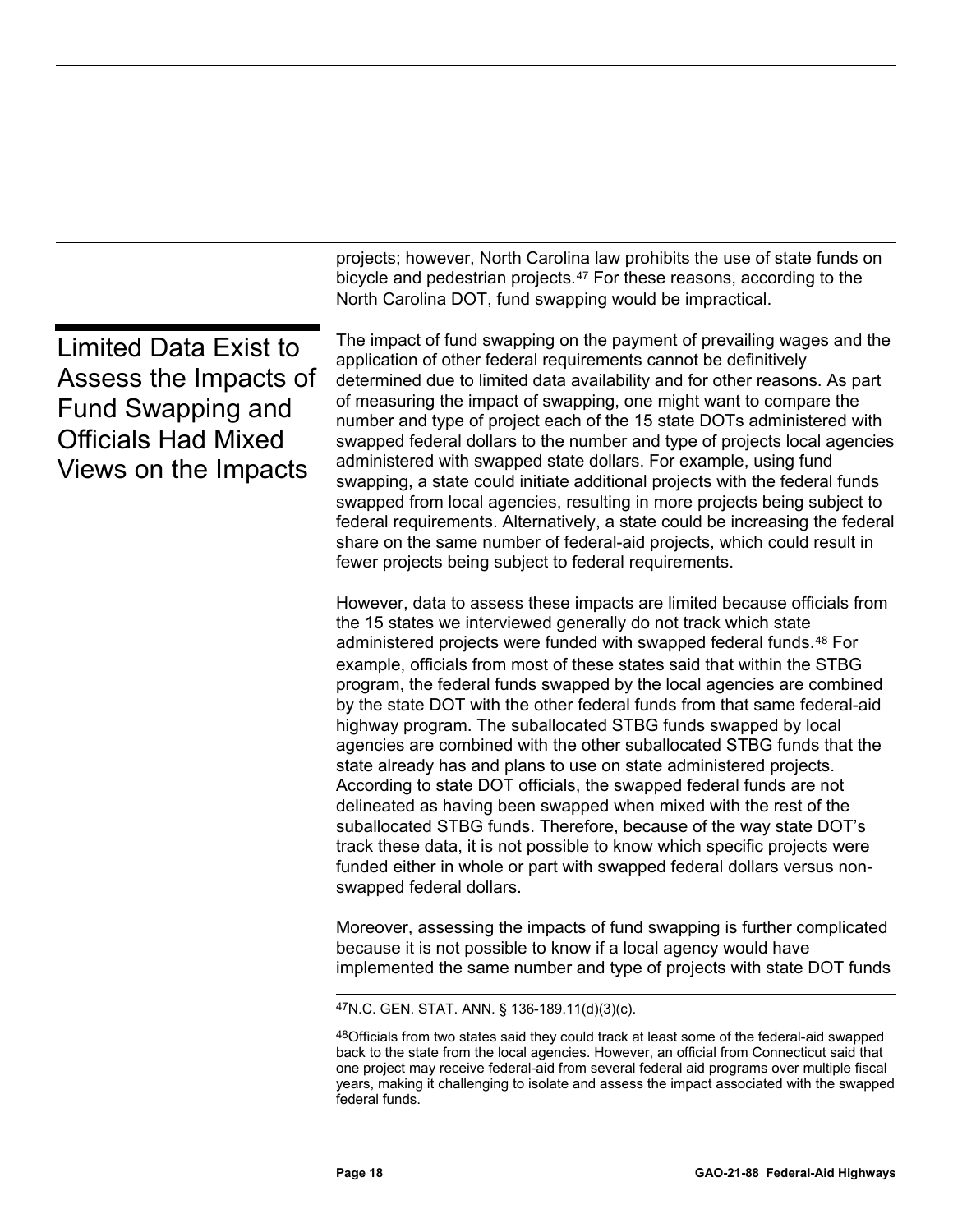projects; however, North Carolina law prohibits the use of state funds on bicycle and pedestrian projects.[47] For these reasons, according to the North Carolina DOT, fund swapping would be impractical.

## Limited Data Exist to Assess the Impacts of Fund Swapping and Officials Had Mixed Views on the Impacts

The impact of fund swapping on the payment of prevailing wages and the application of other federal requirements cannot be definitively determined due to limited data availability and for other reasons. As part of measuring the impact of swapping, one might want to compare the number and type of project each of the 15 state DOTs administered with swapped federal dollars to the number and type of projects local agencies administered with swapped state dollars. For example, using fund swapping, a state could initiate additional projects with the federal funds swapped from local agencies, resulting in more projects being subject to federal requirements. Alternatively, a state could be increasing the federal share on the same number of federal-aid projects, which could result in fewer projects being subject to federal requirements.

However, data to assess these impacts are limited because officials from the 15 states we interviewed generally do not track which state administered projects were funded with swapped federal funds.[48] For example, officials from most of these states said that within the STBG program, the federal funds swapped by the local agencies are combined by the state DOT with the other federal funds from that same federal-aid highway program. The suballocated STBG funds swapped by local agencies are combined with the other suballocated STBG funds that the state already has and plans to use on state administered projects. According to state DOT officials, the swapped federal funds are not delineated as having been swapped when mixed with the rest of the suballocated STBG funds. Therefore, because of the way state DOT's track these data, it is not possible to know which specific projects were funded either in whole or part with swapped federal dollars versus non-swapped federal dollars.

Moreover, assessing the impacts of fund swapping is further complicated because it is not possible to know if a local agency would have implemented the same number and type of projects with state DOT funds

---

[47] N.C. GEN. STAT. ANN. § 136-189.11(d)(3)(c).

[48] Officials from two states said they could track at least some of the federal-aid swapped back to the state from the local agencies. However, an official from Connecticut said that one project may receive federal-aid from several federal aid programs over multiple fiscal years, making it challenging to isolate and assess the impact associated with the swapped federal funds.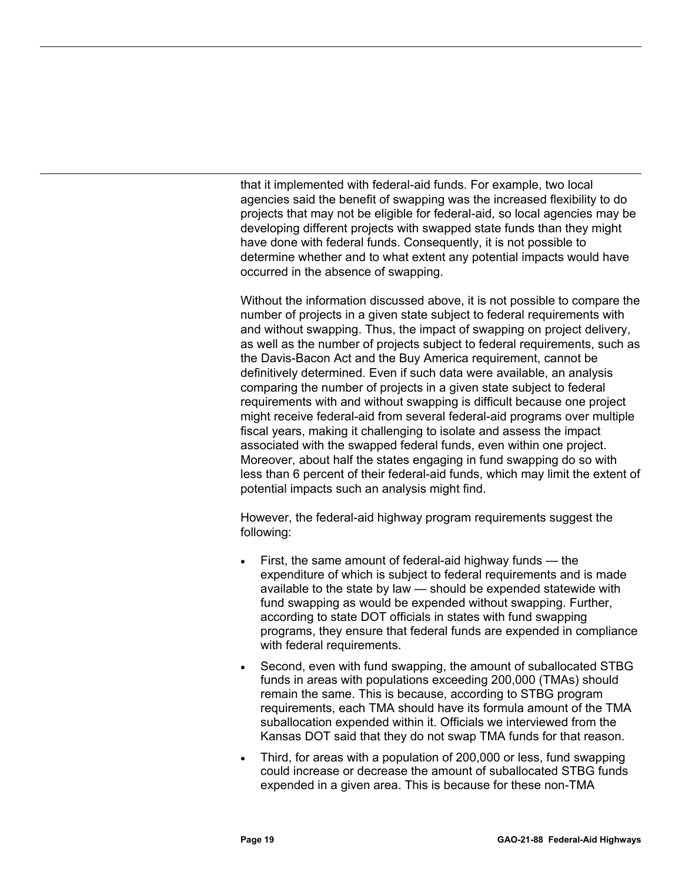that it implemented with federal-aid funds. For example, two local agencies said the benefit of swapping was the increased flexibility to do projects that may not be eligible for federal-aid, so local agencies may be developing different projects with swapped state funds than they might have done with federal funds. Consequently, it is not possible to determine whether and to what extent any potential impacts would have occurred in the absence of swapping.

Without the information discussed above, it is not possible to compare the number of projects in a given state subject to federal requirements with and without swapping. Thus, the impact of swapping on project delivery, as well as the number of projects subject to federal requirements, such as the Davis-Bacon Act and the Buy America requirement, cannot be definitively determined. Even if such data were available, an analysis comparing the number of projects in a given state subject to federal requirements with and without swapping is difficult because one project might receive federal-aid from several federal-aid programs over multiple fiscal years, making it challenging to isolate and assess the impact associated with the swapped federal funds, even within one project. Moreover, about half the states engaging in fund swapping do so with less than 6 percent of their federal-aid funds, which may limit the extent of potential impacts such an analysis might find.

However, the federal-aid highway program requirements suggest the following:

- First, the same amount of federal-aid highway funds — the expenditure of which is subject to federal requirements and is made available to the state by law — should be expended statewide with fund swapping as would be expended without swapping. Further, according to state DOT officials in states with fund swapping programs, they ensure that federal funds are expended in compliance with federal requirements.
- Second, even with fund swapping, the amount of suballocated STBG funds in areas with populations exceeding 200,000 (TMAs) should remain the same. This is because, according to STBG program requirements, each TMA should have its formula amount of the TMA suballocation expended within it. Officials we interviewed from the Kansas DOT said that they do not swap TMA funds for that reason.
- Third, for areas with a population of 200,000 or less, fund swapping could increase or decrease the amount of suballocated STBG funds expended in a given area. This is because for these non-TMA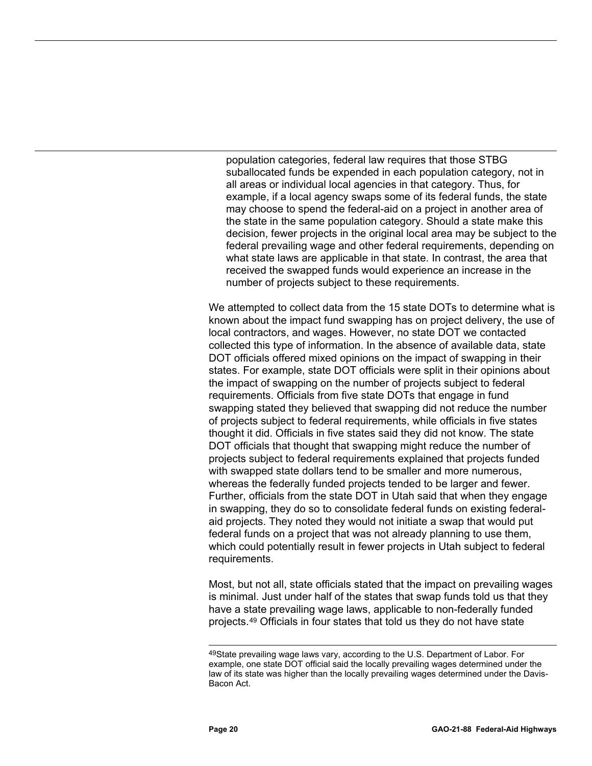population categories, federal law requires that those STBG suballocated funds be expended in each population category, not in all areas or individual local agencies in that category. Thus, for example, if a local agency swaps some of its federal funds, the state may choose to spend the federal-aid on a project in another area of the state in the same population category. Should a state make this decision, fewer projects in the original local area may be subject to the federal prevailing wage and other federal requirements, depending on what state laws are applicable in that state. In contrast, the area that received the swapped funds would experience an increase in the number of projects subject to these requirements.

We attempted to collect data from the 15 state DOTs to determine what is known about the impact fund swapping has on project delivery, the use of local contractors, and wages. However, no state DOT we contacted collected this type of information. In the absence of available data, state DOT officials offered mixed opinions on the impact of swapping in their states. For example, state DOT officials were split in their opinions about the impact of swapping on the number of projects subject to federal requirements. Officials from five state DOTs that engage in fund swapping stated they believed that swapping did not reduce the number of projects subject to federal requirements, while officials in five states thought it did. Officials in five states said they did not know. The state DOT officials that thought that swapping might reduce the number of projects subject to federal requirements explained that projects funded with swapped state dollars tend to be smaller and more numerous, whereas the federally funded projects tended to be larger and fewer. Further, officials from the state DOT in Utah said that when they engage in swapping, they do so to consolidate federal funds on existing federal-aid projects. They noted they would not initiate a swap that would put federal funds on a project that was not already planning to use them, which could potentially result in fewer projects in Utah subject to federal requirements.

Most, but not all, state officials stated that the impact on prevailing wages is minimal. Just under half of the states that swap funds told us that they have a state prevailing wage laws, applicable to non-federally funded projects.[49] Officials in four states that told us they do not have state

[49]State prevailing wage laws vary, according to the U.S. Department of Labor. For example, one state DOT official said the locally prevailing wages determined under the law of its state was higher than the locally prevailing wages determined under the Davis-Bacon Act.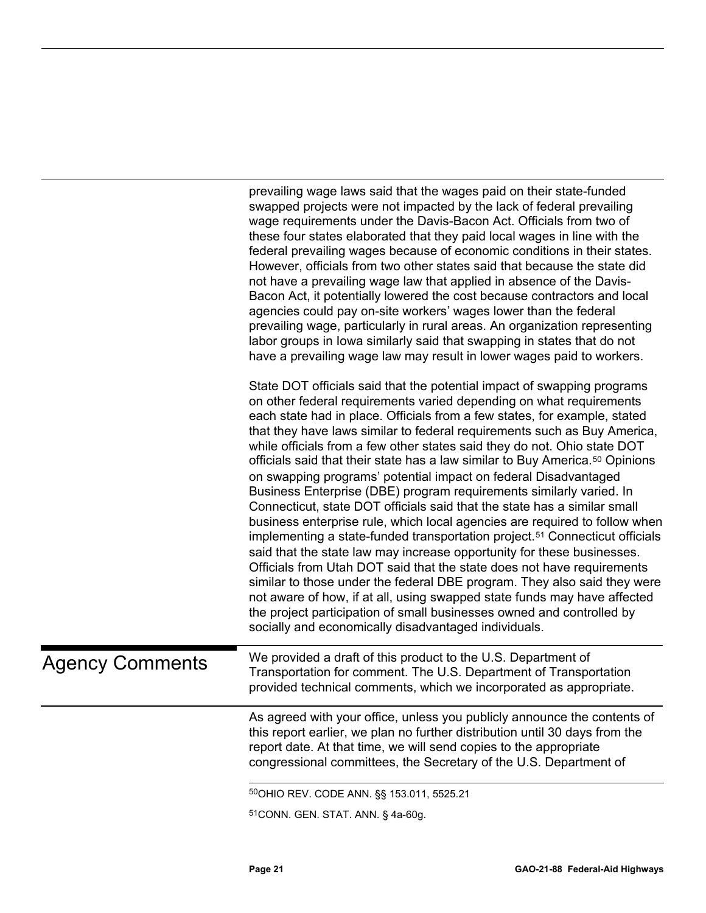prevailing wage laws said that the wages paid on their state-funded swapped projects were not impacted by the lack of federal prevailing wage requirements under the Davis-Bacon Act. Officials from two of these four states elaborated that they paid local wages in line with the federal prevailing wages because of economic conditions in their states. However, officials from two other states said that because the state did not have a prevailing wage law that applied in absence of the Davis-Bacon Act, it potentially lowered the cost because contractors and local agencies could pay on-site workers' wages lower than the federal prevailing wage, particularly in rural areas. An organization representing labor groups in Iowa similarly said that swapping in states that do not have a prevailing wage law may result in lower wages paid to workers.

State DOT officials said that the potential impact of swapping programs on other federal requirements varied depending on what requirements each state had in place. Officials from a few states, for example, stated that they have laws similar to federal requirements such as Buy America, while officials from a few other states said they do not. Ohio state DOT officials said that their state has a law similar to Buy America.[50] Opinions on swapping programs' potential impact on federal Disadvantaged Business Enterprise (DBE) program requirements similarly varied. In Connecticut, state DOT officials said that the state has a similar small business enterprise rule, which local agencies are required to follow when implementing a state-funded transportation project.[51] Connecticut officials said that the state law may increase opportunity for these businesses. Officials from Utah DOT said that the state does not have requirements similar to those under the federal DBE program. They also said they were not aware of how, if at all, using swapped state funds may have affected the project participation of small businesses owned and controlled by socially and economically disadvantaged individuals.

## Agency Comments

We provided a draft of this product to the U.S. Department of Transportation for comment. The U.S. Department of Transportation provided technical comments, which we incorporated as appropriate.

As agreed with your office, unless you publicly announce the contents of this report earlier, we plan no further distribution until 30 days from the report date. At that time, we will send copies to the appropriate congressional committees, the Secretary of the U.S. Department of

[50] OHIO REV. CODE ANN. §§ 153.011, 5525.21

[51] CONN. GEN. STAT. ANN. § 4a-60g.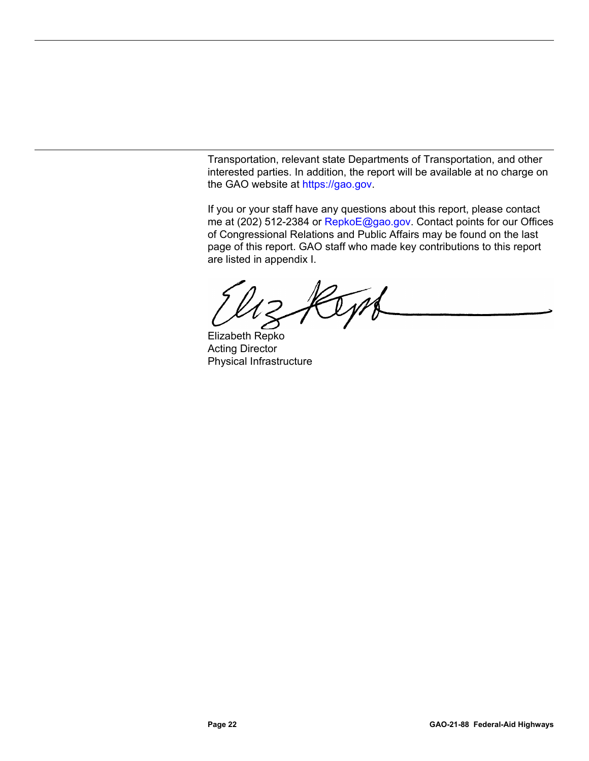Transportation, relevant state Departments of Transportation, and other interested parties. In addition, the report will be available at no charge on the GAO website at https://gao.gov.

If you or your staff have any questions about this report, please contact me at (202) 512-2384 or RepkoE@gao.gov. Contact points for our Offices of Congressional Relations and Public Affairs may be found on the last page of this report. GAO staff who made key contributions to this report are listed in appendix I.

Elizabeth Repko
Acting Director
Physical Infrastructure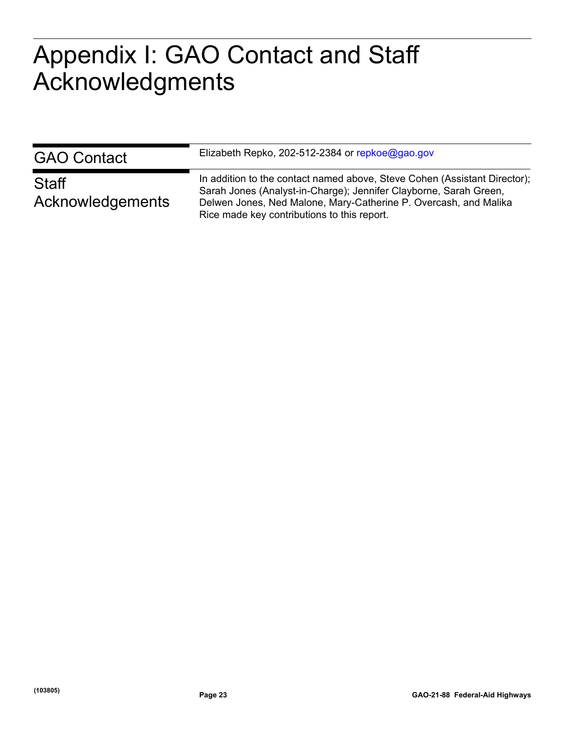# Appendix I: GAO Contact and Staff Acknowledgments

## GAO Contact

Elizabeth Repko, 202-512-2384 or repkoe@gao.gov

## Staff Acknowledgements

In addition to the contact named above, Steve Cohen (Assistant Director); Sarah Jones (Analyst-in-Charge); Jennifer Clayborne, Sarah Green, Delwen Jones, Ned Malone, Mary-Catherine P. Overcash, and Malika Rice made key contributions to this report.

(103805)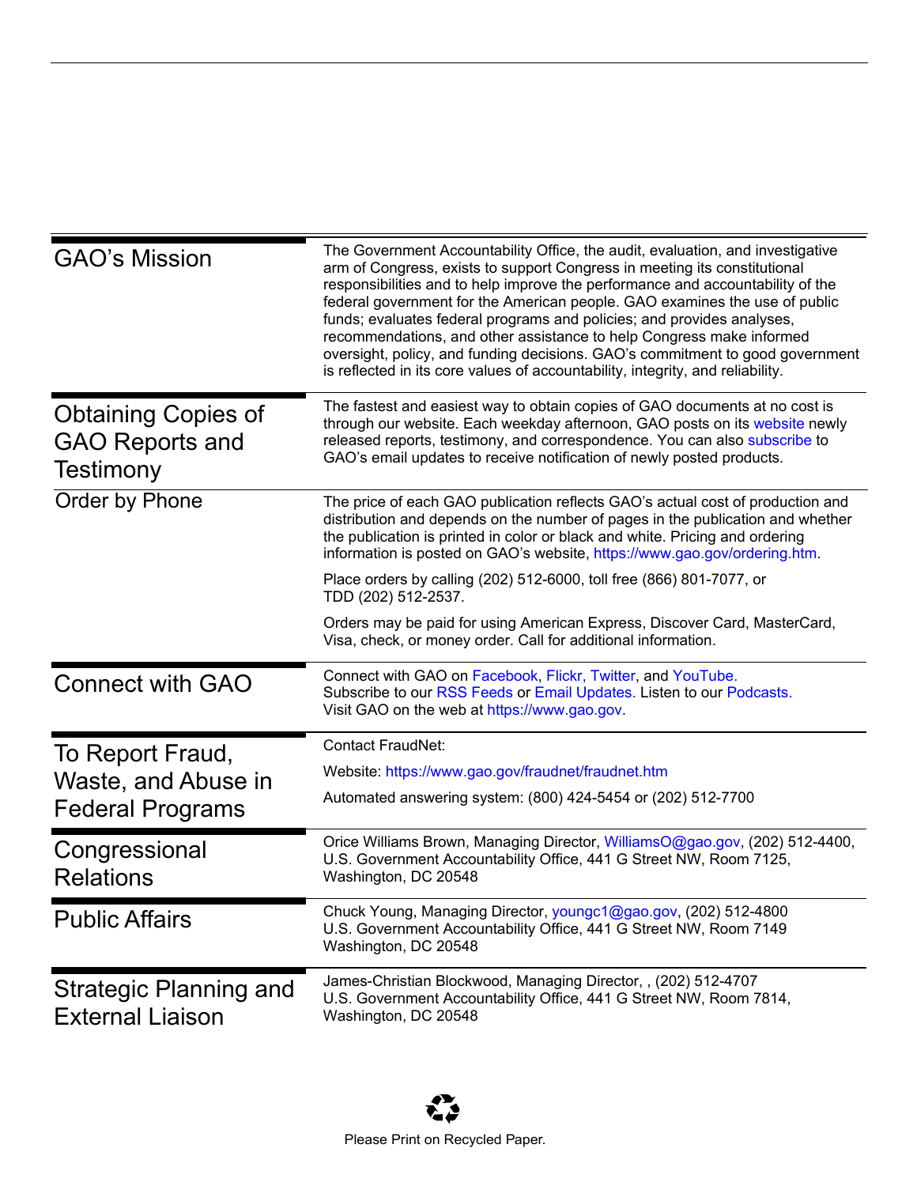## GAO's Mission

The Government Accountability Office, the audit, evaluation, and investigative arm of Congress, exists to support Congress in meeting its constitutional responsibilities and to help improve the performance and accountability of the federal government for the American people. GAO examines the use of public funds; evaluates federal programs and policies; and provides analyses, recommendations, and other assistance to help Congress make informed oversight, policy, and funding decisions. GAO's commitment to good government is reflected in its core values of accountability, integrity, and reliability.

## Obtaining Copies of GAO Reports and Testimony

The fastest and easiest way to obtain copies of GAO documents at no cost is through our website. Each weekday afternoon, GAO posts on its website newly released reports, testimony, and correspondence. You can also subscribe to GAO's email updates to receive notification of newly posted products.

### Order by Phone

The price of each GAO publication reflects GAO's actual cost of production and distribution and depends on the number of pages in the publication and whether the publication is printed in color or black and white. Pricing and ordering information is posted on GAO's website, https://www.gao.gov/ordering.htm.

Place orders by calling (202) 512-6000, toll free (866) 801-7077, or TDD (202) 512-2537.

Orders may be paid for using American Express, Discover Card, MasterCard, Visa, check, or money order. Call for additional information.

## Connect with GAO

Connect with GAO on Facebook, Flickr, Twitter, and YouTube.
Subscribe to our RSS Feeds or Email Updates. Listen to our Podcasts.
Visit GAO on the web at https://www.gao.gov.

## To Report Fraud, Waste, and Abuse in Federal Programs

Contact FraudNet:

Website: https://www.gao.gov/fraudnet/fraudnet.htm

Automated answering system: (800) 424-5454 or (202) 512-7700

## Congressional Relations

Orice Williams Brown, Managing Director, WilliamsO@gao.gov, (202) 512-4400, U.S. Government Accountability Office, 441 G Street NW, Room 7125, Washington, DC 20548

## Public Affairs

Chuck Young, Managing Director, youngc1@gao.gov, (202) 512-4800
U.S. Government Accountability Office, 441 G Street NW, Room 7149
Washington, DC 20548

## Strategic Planning and External Liaison

James-Christian Blockwood, Managing Director, , (202) 512-4707
U.S. Government Accountability Office, 441 G Street NW, Room 7814, Washington, DC 20548

Please Print on Recycled Paper.